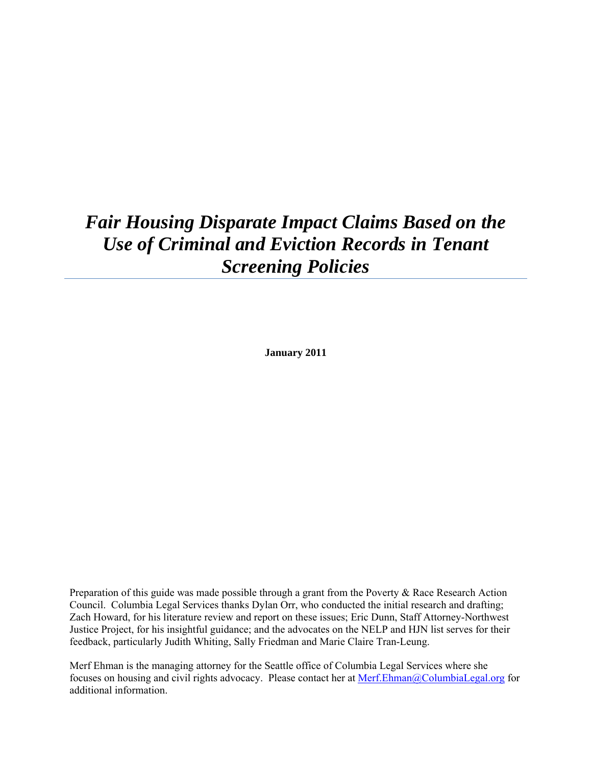# *Fair Housing Disparate Impact Claims Based on the Use of Criminal and Eviction Records in Tenant Screening Policies*

**January 2011**

Preparation of this guide was made possible through a grant from the Poverty & Race Research Action Council. Columbia Legal Services thanks Dylan Orr, who conducted the initial research and drafting; Zach Howard, for his literature review and report on these issues; Eric Dunn, Staff Attorney-Northwest Justice Project, for his insightful guidance; and the advocates on the NELP and HJN list serves for their feedback, particularly Judith Whiting, Sally Friedman and Marie Claire Tran-Leung.

Merf Ehman is the managing attorney for the Seattle office of Columbia Legal Services where she focuses on housing and civil rights advocacy. Please contact her at Merf.Ehman@ColumbiaLegal.org for additional information.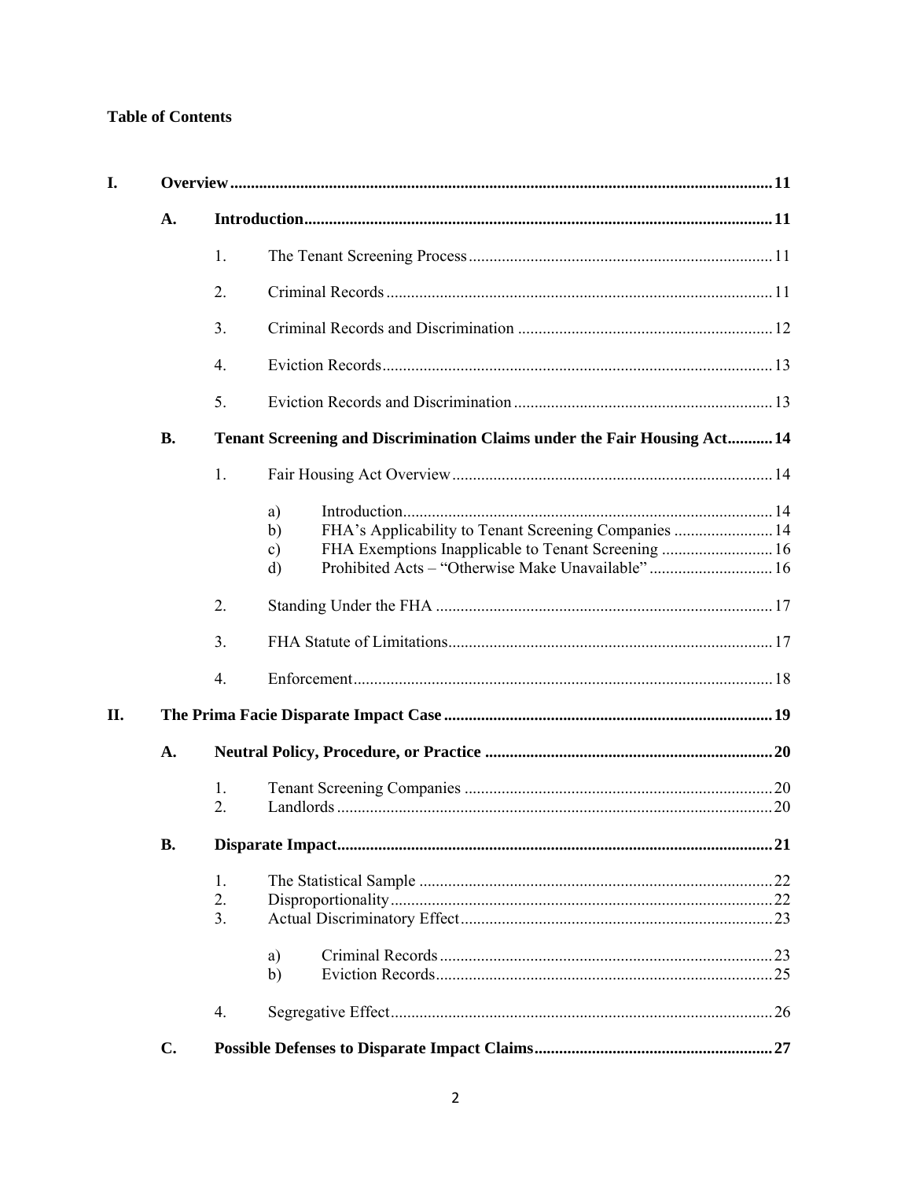**Table of Contents**

- **I. Overview** ... 11
  - **A. Introduction** ... 11
    - 1. The Tenant Screening Process ... 11
    - 2. Criminal Records ... 11
    - 3. Criminal Records and Discrimination ... 12
    - 4. Eviction Records ... 13
    - 5. Eviction Records and Discrimination ... 13
  - **B. Tenant Screening and Discrimination Claims under the Fair Housing Act** ... 14
    - 1. Fair Housing Act Overview ... 14
      - a) Introduction ... 14
      - b) FHA's Applicability to Tenant Screening Companies ... 14
      - c) FHA Exemptions Inapplicable to Tenant Screening ... 16
      - d) Prohibited Acts – "Otherwise Make Unavailable" ... 16
    - 2. Standing Under the FHA ... 17
    - 3. FHA Statute of Limitations ... 17
    - 4. Enforcement ... 18
- **II. The Prima Facie Disparate Impact Case** ... 19
  - **A. Neutral Policy, Procedure, or Practice** ... 20
    - 1. Tenant Screening Companies ... 20
    - 2. Landlords ... 20
  - **B. Disparate Impact** ... 21
    - 1. The Statistical Sample ... 22
    - 2. Disproportionality ... 22
    - 3. Actual Discriminatory Effect ... 23
      - a) Criminal Records ... 23
      - b) Eviction Records ... 25
    - 4. Segregative Effect ... 26
  - **C. Possible Defenses to Disparate Impact Claims** ... 27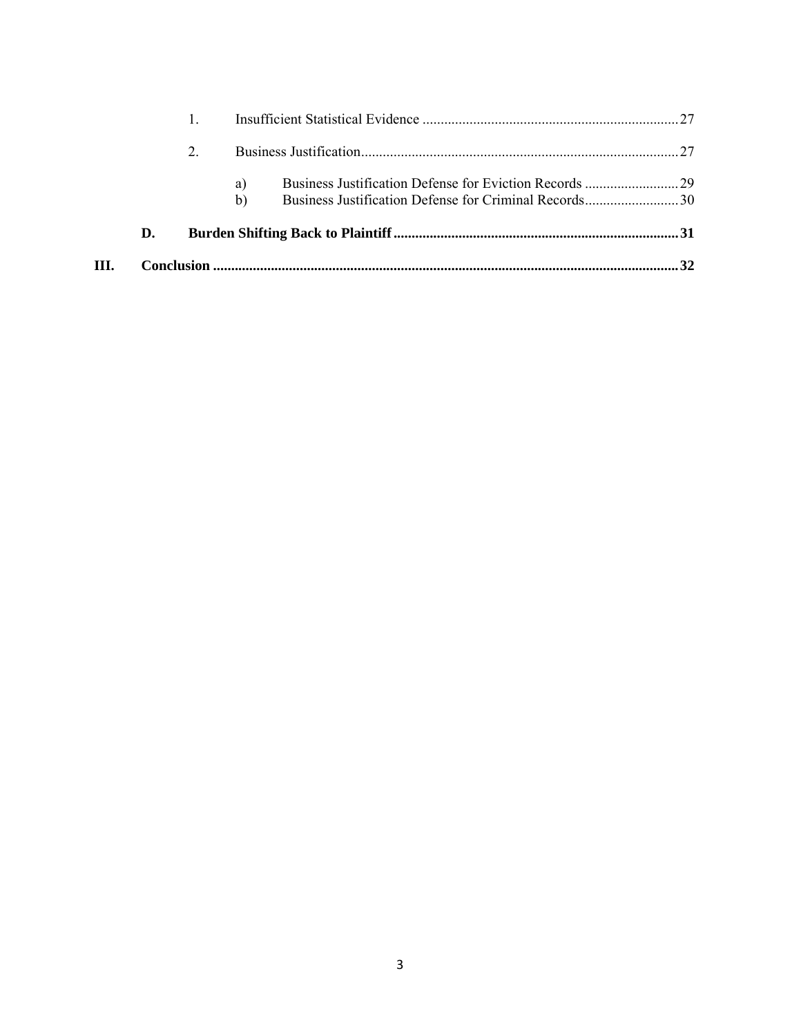1. Insufficient Statistical Evidence ........................................................................ 27

2. Business Justification ........................................................................................ 27

   a) Business Justification Defense for Eviction Records .......................... 29

   b) Business Justification Defense for Criminal Records .......................... 30

**D. Burden Shifting Back to Plaintiff ................................................................................ 31**

**III. Conclusion .................................................................................................................. 32**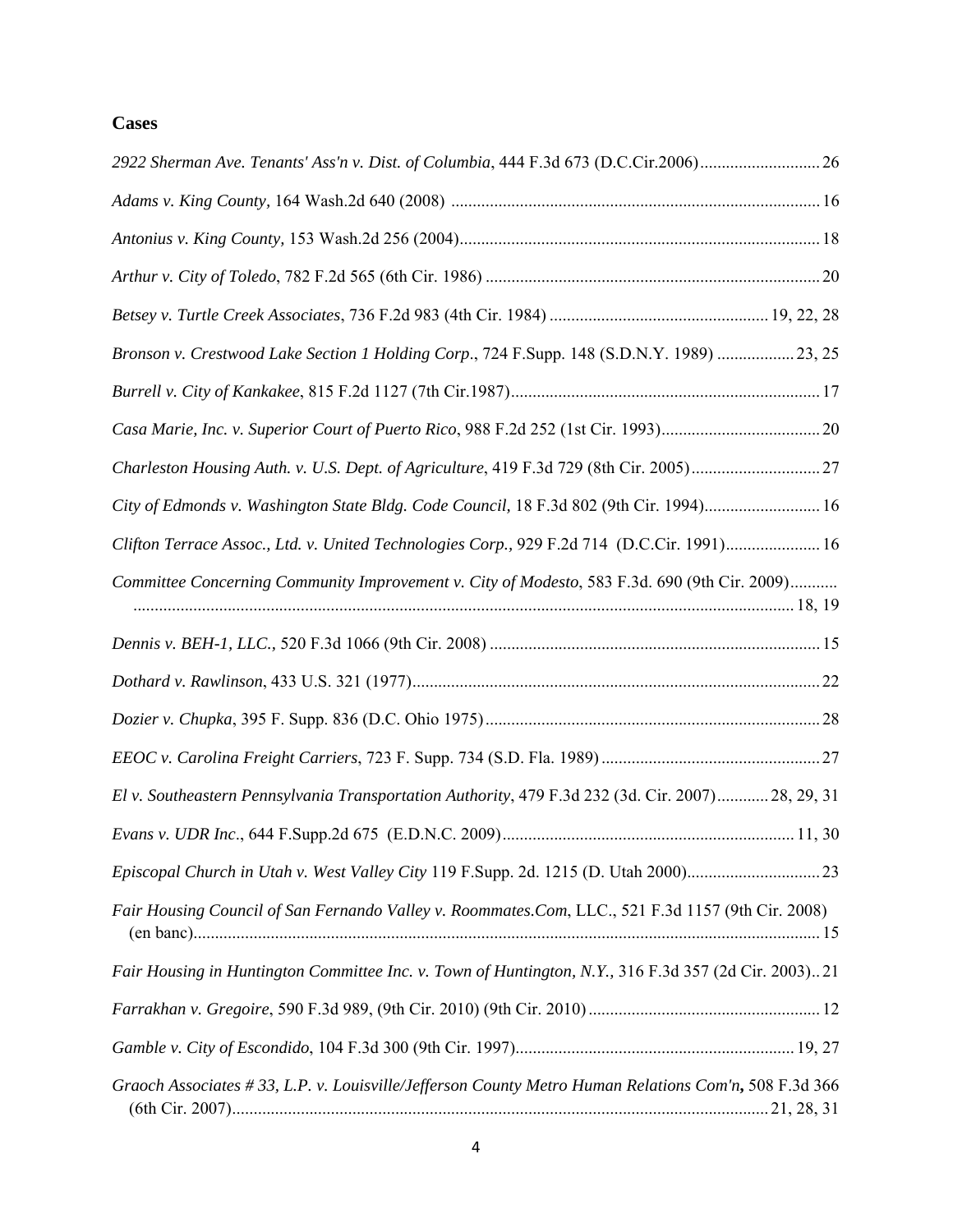## Cases

*2922 Sherman Ave. Tenants' Ass'n v. Dist. of Columbia*, 444 F.3d 673 (D.C.Cir.2006) ............................ 26

*Adams v. King County*, 164 Wash.2d 640 (2008) ..................................................................................... 16

*Antonius v. King County*, 153 Wash.2d 256 (2004)................................................................................... 18

*Arthur v. City of Toledo*, 782 F.2d 565 (6th Cir. 1986) ............................................................................. 20

*Betsey v. Turtle Creek Associates*, 736 F.2d 983 (4th Cir. 1984) .................................................. 19, 22, 28

*Bronson v. Crestwood Lake Section 1 Holding Corp*., 724 F.Supp. 148 (S.D.N.Y. 1989) .................. 23, 25

*Burrell v. City of Kankakee*, 815 F.2d 1127 (7th Cir.1987)........................................................................ 17

*Casa Marie, Inc. v. Superior Court of Puerto Rico*, 988 F.2d 252 (1st Cir. 1993)..................................... 20

*Charleston Housing Auth. v. U.S. Dept. of Agriculture*, 419 F.3d 729 (8th Cir. 2005).............................. 27

*City of Edmonds v. Washington State Bldg. Code Council,* 18 F.3d 802 (9th Cir. 1994)........................... 16

*Clifton Terrace Assoc., Ltd. v. United Technologies Corp.,* 929 F.2d 714 (D.C.Cir. 1991)...................... 16

*Committee Concerning Community Improvement v. City of Modesto*, 583 F.3d. 690 (9th Cir. 2009)........... ........................................................................................................................................... 18, 19

*Dennis v. BEH-1, LLC.,* 520 F.3d 1066 (9th Cir. 2008) ............................................................................ 15

*Dothard v. Rawlinson*, 433 U.S. 321 (1977).............................................................................................. 22

*Dozier v. Chupka*, 395 F. Supp. 836 (D.C. Ohio 1975)............................................................................. 28

*EEOC v. Carolina Freight Carriers*, 723 F. Supp. 734 (S.D. Fla. 1989) .................................................. 27

*El v. Southeastern Pennsylvania Transportation Authority*, 479 F.3d 232 (3d. Cir. 2007)............ 28, 29, 31

*Evans v. UDR Inc*., 644 F.Supp.2d 675 (E.D.N.C. 2009).................................................................. 11, 30

*Episcopal Church in Utah v. West Valley City* 119 F.Supp. 2d. 1215 (D. Utah 2000)............................... 23

*Fair Housing Council of San Fernando Valley v. Roommates.Com*, LLC., 521 F.3d 1157 (9th Cir. 2008) (en banc)................................................................................................................................................. 15

*Fair Housing in Huntington Committee Inc. v. Town of Huntington, N.Y.,* 316 F.3d 357 (2d Cir. 2003).. 21

*Farrakhan v. Gregoire*, 590 F.3d 989, (9th Cir. 2010) (9th Cir. 2010)...................................................... 12

*Gamble v. City of Escondido*, 104 F.3d 300 (9th Cir. 1997)................................................................ 19, 27

*Graoch Associates # 33, L.P. v. Louisville/Jefferson County Metro Human Relations Com'n***,** 508 F.3d 366 (6th Cir. 2007)........................................................................................................................... 21, 28, 31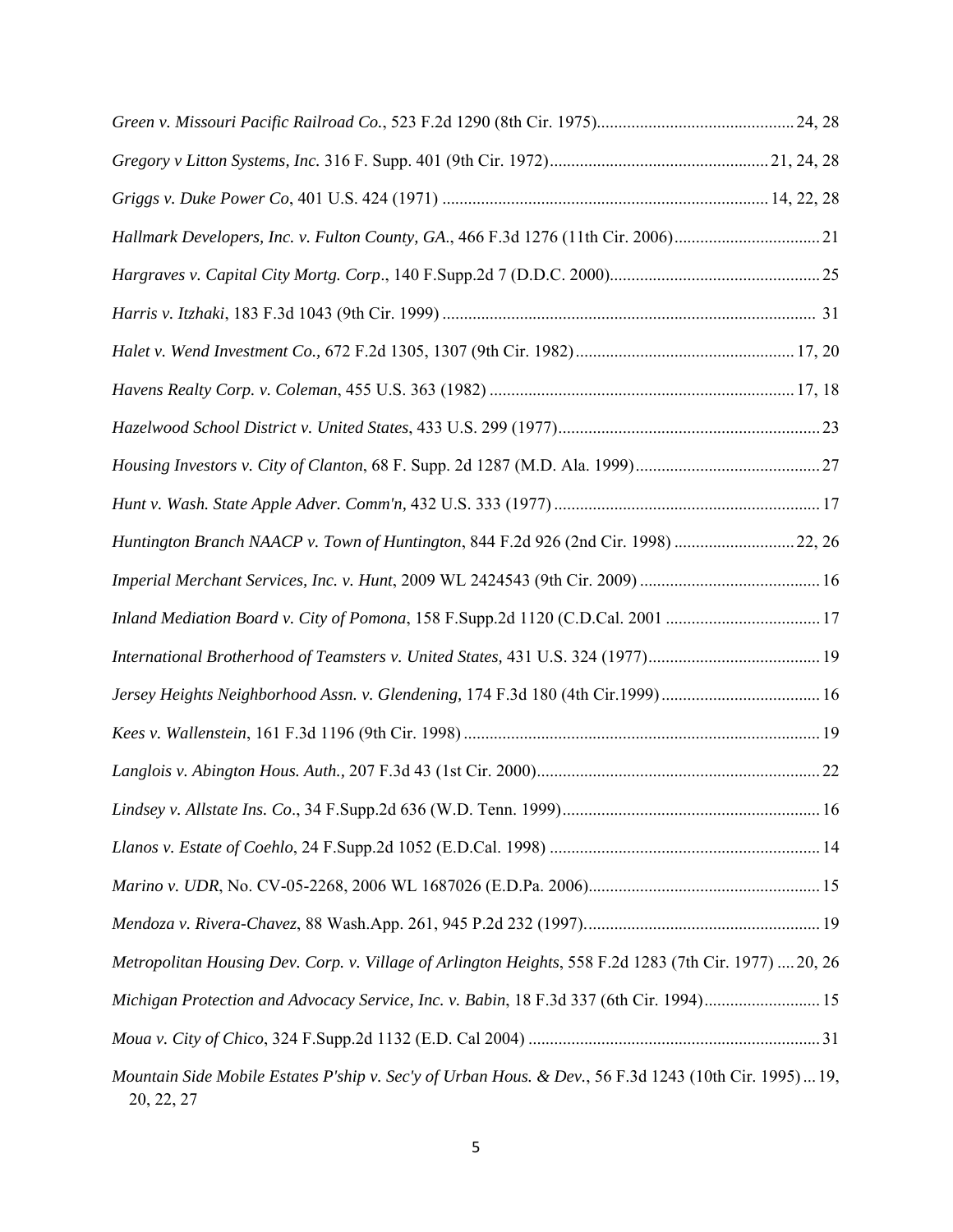*Green v. Missouri Pacific Railroad Co.*, 523 F.2d 1290 (8th Cir. 1975)............................................. 24, 28

*Gregory v Litton Systems, Inc.* 316 F. Supp. 401 (9th Cir. 1972).................................................. 21, 24, 28

*Griggs v. Duke Power Co*, 401 U.S. 424 (1971) ........................................................................... 14, 22, 28

*Hallmark Developers, Inc. v. Fulton County, GA.*, 466 F.3d 1276 (11th Cir. 2006).................................. 21

*Hargraves v. Capital City Mortg. Corp*., 140 F.Supp.2d 7 (D.D.C. 2000)................................................. 25

*Harris v. Itzhaki*, 183 F.3d 1043 (9th Cir. 1999) ...................................................................................... 31

*Halet v. Wend Investment Co.,* 672 F.2d 1305, 1307 (9th Cir. 1982).................................................. 17, 20

*Havens Realty Corp. v. Coleman*, 455 U.S. 363 (1982) ...................................................................... 17, 18

*Hazelwood School District v. United States*, 433 U.S. 299 (1977)............................................................ 23

*Housing Investors v. City of Clanton*, 68 F. Supp. 2d 1287 (M.D. Ala. 1999)........................................... 27

*Hunt v. Wash. State Apple Adver. Comm'n,* 432 U.S. 333 (1977) ............................................................. 17

*Huntington Branch NAACP v. Town of Huntington*, 844 F.2d 926 (2nd Cir. 1998) ............................ 22, 26

*Imperial Merchant Services, Inc. v. Hunt*, 2009 WL 2424543 (9th Cir. 2009) .......................................... 16

*Inland Mediation Board v. City of Pomona*, 158 F.Supp.2d 1120 (C.D.Cal. 2001 .................................... 17

*International Brotherhood of Teamsters v. United States,* 431 U.S. 324 (1977)........................................ 19

*Jersey Heights Neighborhood Assn. v. Glendening,* 174 F.3d 180 (4th Cir.1999)..................................... 16

*Kees v. Wallenstein*, 161 F.3d 1196 (9th Cir. 1998) .................................................................................. 19

*Langlois v. Abington Hous. Auth.,* 207 F.3d 43 (1st Cir. 2000)................................................................. 22

*Lindsey v. Allstate Ins. Co*., 34 F.Supp.2d 636 (W.D. Tenn. 1999)........................................................... 16

*Llanos v. Estate of Coehlo*, 24 F.Supp.2d 1052 (E.D.Cal. 1998) .............................................................. 14

*Marino v. UDR*, No. CV-05-2268, 2006 WL 1687026 (E.D.Pa. 2006)..................................................... 15

*Mendoza v. Rivera-Chavez*, 88 Wash.App. 261, 945 P.2d 232 (1997)....................................................... 19

*Metropolitan Housing Dev. Corp. v. Village of Arlington Heights*, 558 F.2d 1283 (7th Cir. 1977) .... 20, 26

*Michigan Protection and Advocacy Service, Inc. v. Babin*, 18 F.3d 337 (6th Cir. 1994)........................... 15

*Moua v. City of Chico*, 324 F.Supp.2d 1132 (E.D. Cal 2004) ................................................................... 31

*Mountain Side Mobile Estates P'ship v. Sec'y of Urban Hous. & Dev.*, 56 F.3d 1243 (10th Cir. 1995) ... 19, 20, 22, 27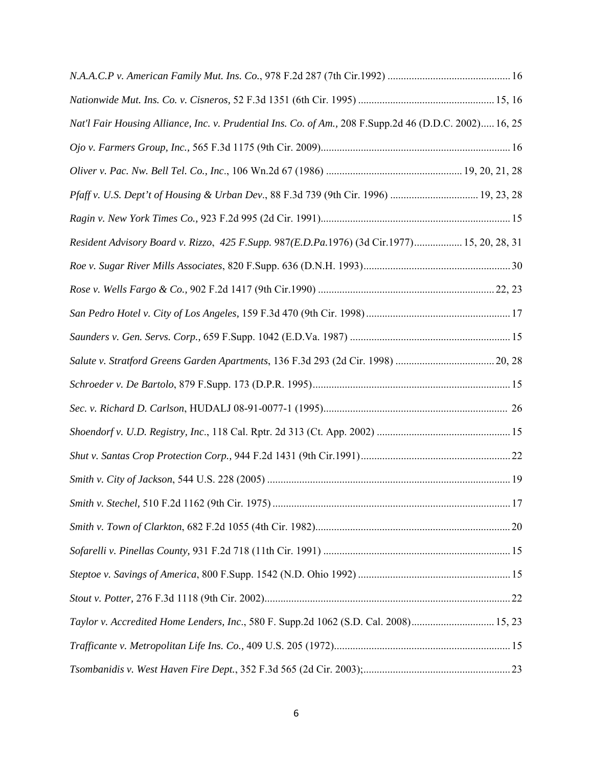*N.A.A.C.P v. American Family Mut. Ins. Co.*, 978 F.2d 287 (7th Cir.1992) .............................................. 16

*Nationwide Mut. Ins. Co. v. Cisneros,* 52 F.3d 1351 (6th Cir. 1995) .................................................. 15, 16

*Nat'l Fair Housing Alliance, Inc. v. Prudential Ins. Co. of Am.,* 208 F.Supp.2d 46 (D.D.C. 2002)..... 16, 25

*Ojo v. Farmers Group, Inc.,* 565 F.3d 1175 (9th Cir. 2009)....................................................................... 16

*Oliver v. Pac. Nw. Bell Tel. Co., Inc*., 106 Wn.2d 67 (1986) .................................................. 19, 20, 21, 28

*Pfaff v. U.S. Dept't of Housing & Urban Dev*., 88 F.3d 739 (9th Cir. 1996) ................................ 19, 23, 28

*Ragin v. New York Times Co.,* 923 F.2d 995 (2d Cir. 1991)...................................................................... 15

*Resident Advisory Board v. Rizzo*, *425 F.Supp.* 987*(E.D.Pa.*1976) (3d Cir.1977).................. 15, 20, 28, 31

*Roe v. Sugar River Mills Associates*, 820 F.Supp. 636 (D.N.H. 1993)....................................................... 30

*Rose v. Wells Fargo & Co.,* 902 F.2d 1417 (9th Cir.1990) .................................................................. 22, 23

*San Pedro Hotel v. City of Los Angeles,* 159 F.3d 470 (9th Cir. 1998) ..................................................... 17

*Saunders v. Gen. Servs. Corp.,* 659 F.Supp. 1042 (E.D.Va. 1987) ........................................................... 15

*Salute v. Stratford Greens Garden Apartments*, 136 F.3d 293 (2d Cir. 1998) ..................................... 20, 28

*Schroeder v. De Bartolo*, 879 F.Supp. 173 (D.P.R. 1995).......................................................................... 15

*Sec. v. Richard D. Carlson*, HUDALJ 08-91-0077-1 (1995).................................................................... 26

*Shoendorf v. U.D. Registry, Inc*., 118 Cal. Rptr. 2d 313 (Ct. App. 2002) ................................................. 15

*Shut v. Santas Crop Protection Corp.,* 944 F.2d 1431 (9th Cir.1991)........................................................ 22

*Smith v. City of Jackson*, 544 U.S. 228 (2005) .......................................................................................... 19

*Smith v. Stechel,* 510 F.2d 1162 (9th Cir. 1975) ........................................................................................ 17

*Smith v. Town of Clarkton*, 682 F.2d 1055 (4th Cir. 1982)......................................................................... 20

*Sofarelli v. Pinellas County,* 931 F.2d 718 (11th Cir. 1991) ..................................................................... 15

*Steptoe v. Savings of America*, 800 F.Supp. 1542 (N.D. Ohio 1992) ......................................................... 15

*Stout v. Potter,* 276 F.3d 1118 (9th Cir. 2002)............................................................................................ 22

*Taylor v. Accredited Home Lenders, Inc*., 580 F. Supp.2d 1062 (S.D. Cal. 2008)............................... 15, 23

*Trafficante v. Metropolitan Life Ins. Co.,* 409 U.S. 205 (1972).................................................................. 15

*Tsombanidis v. West Haven Fire Dept.*, 352 F.3d 565 (2d Cir. 2003);....................................................... 23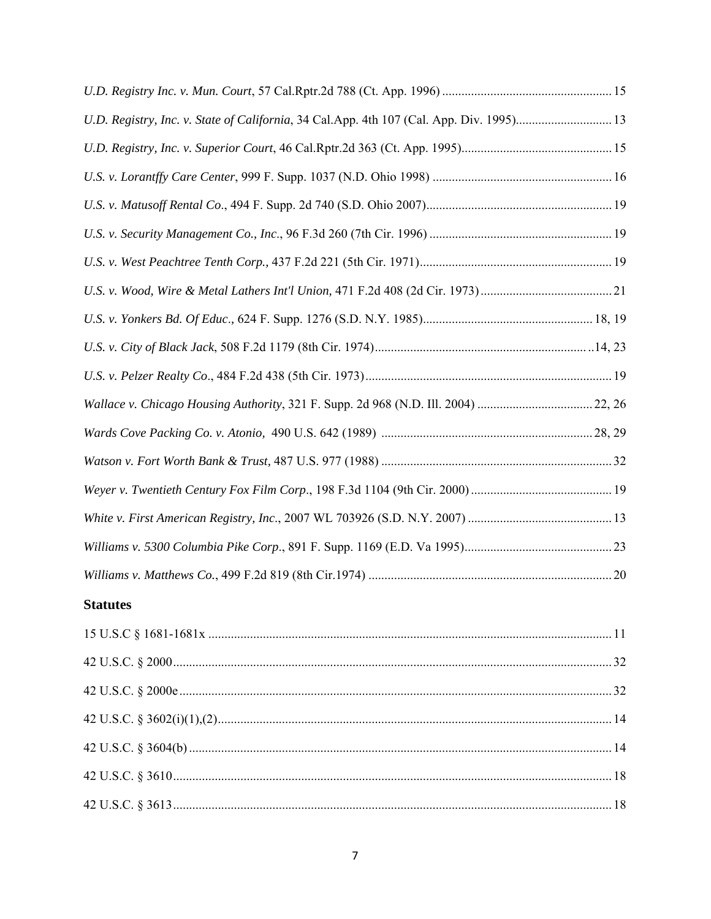*U.D. Registry Inc. v. Mun. Court*, 57 Cal.Rptr.2d 788 (Ct. App. 1996) ..................................................... 15

*U.D. Registry, Inc. v. State of California*, 34 Cal.App. 4th 107 (Cal. App. Div. 1995).............................. 13

*U.D. Registry, Inc. v. Superior Court*, 46 Cal.Rptr.2d 363 (Ct. App. 1995)............................................... 15

*U.S. v. Lorantffy Care Center*, 999 F. Supp. 1037 (N.D. Ohio 1998) ........................................................ 16

*U.S. v. Matusoff Rental Co*., 494 F. Supp. 2d 740 (S.D. Ohio 2007).......................................................... 19

*U.S. v. Security Management Co., Inc*., 96 F.3d 260 (7th Cir. 1996) ......................................................... 19

*U.S. v. West Peachtree Tenth Corp.,* 437 F.2d 221 (5th Cir. 1971)............................................................ 19

*U.S. v. Wood, Wire & Metal Lathers Int'l Union,* 471 F.2d 408 (2d Cir. 1973) ......................................... 21

*U.S. v. Yonkers Bd. Of Educ*., 624 F. Supp. 1276 (S.D. N.Y. 1985)..................................................... 18, 19

*U.S. v. City of Black Jack*, 508 F.2d 1179 (8th Cir. 1974)................................................................... ..14, 23

*U.S. v. Pelzer Realty Co*., 484 F.2d 438 (5th Cir. 1973)............................................................................ 19

*Wallace v. Chicago Housing Authority*, 321 F. Supp. 2d 968 (N.D. Ill. 2004) .................................... 22, 26

*Wards Cove Packing Co. v. Atonio,* 490 U.S. 642 (1989) .................................................................. 28, 29

*Watson v. Fort Worth Bank & Trust,* 487 U.S. 977 (1988) ........................................................................ 32

*Weyer v. Twentieth Century Fox Film Corp*., 198 F.3d 1104 (9th Cir. 2000) ............................................ 19

*White v. First American Registry, Inc*., 2007 WL 703926 (S.D. N.Y. 2007) ............................................. 13

*Williams v. 5300 Columbia Pike Corp*., 891 F. Supp. 1169 (E.D. Va 1995).............................................. 23

*Williams v. Matthews Co.*, 499 F.2d 819 (8th Cir.1974) ............................................................................ 20

**Statutes**

15 U.S.C § 1681-1681x ............................................................................................................................. 11

42 U.S.C. § 2000........................................................................................................................................ 32

42 U.S.C. § 2000e...................................................................................................................................... 32

42 U.S.C. § 3602(i)(1),(2).......................................................................................................................... 14

42 U.S.C. § 3604(b) ................................................................................................................................... 14

42 U.S.C. § 3610........................................................................................................................................ 18

42 U.S.C. § 3613........................................................................................................................................ 18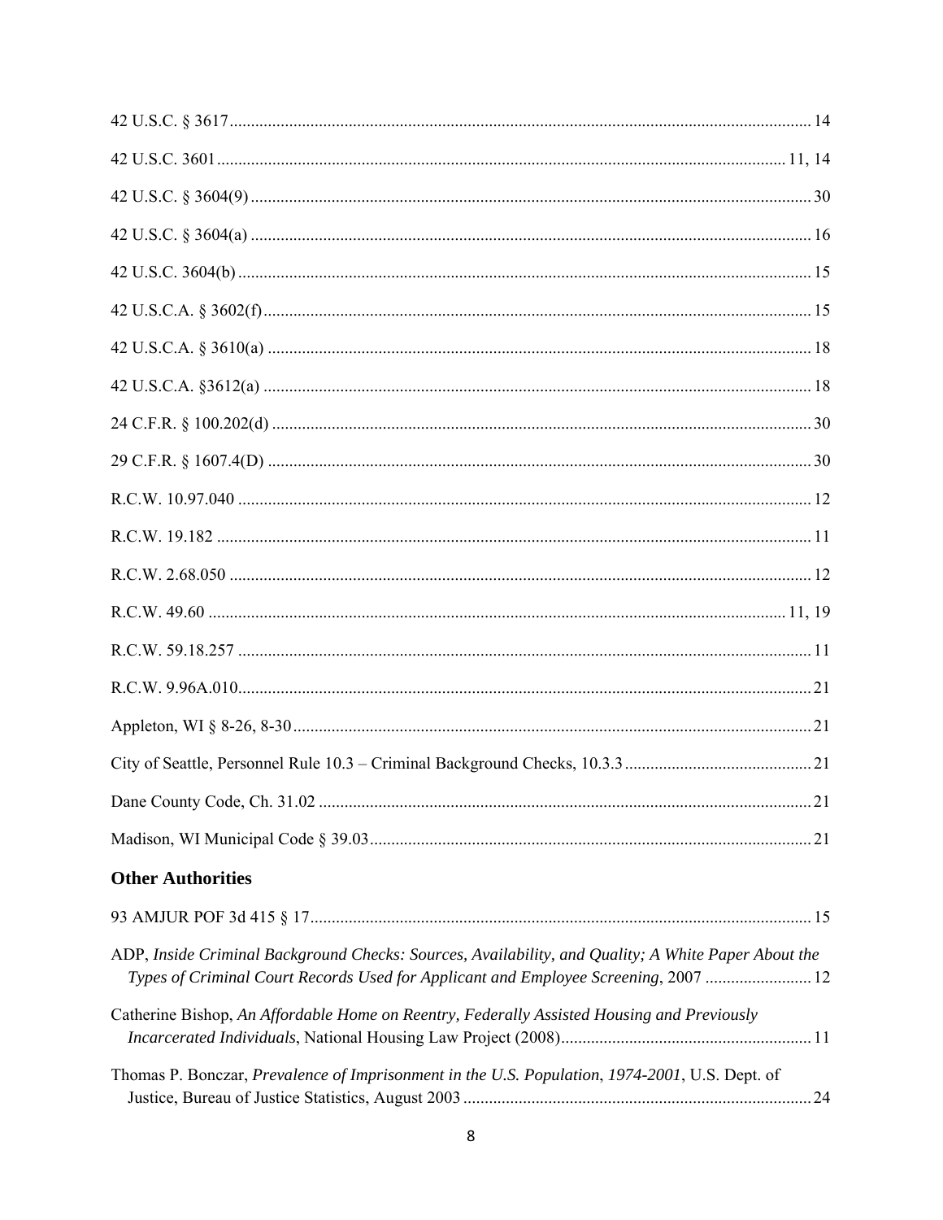42 U.S.C. § 3617 .......................................................................................................................... 14

42 U.S.C. 3601 ........................................................................................................................ 11, 14

42 U.S.C. § 3604(9) ..................................................................................................................... 30

42 U.S.C. § 3604(a) ..................................................................................................................... 16

42 U.S.C. 3604(b) ........................................................................................................................ 15

42 U.S.C.A. § 3602(f) .................................................................................................................. 15

42 U.S.C.A. § 3610(a) ................................................................................................................. 18

42 U.S.C.A. §3612(a) .................................................................................................................. 18

24 C.F.R. § 100.202(d) ................................................................................................................ 30

29 C.F.R. § 1607.4(D) ................................................................................................................. 30

R.C.W. 10.97.040 ........................................................................................................................ 12

R.C.W. 19.182 ............................................................................................................................. 11

R.C.W. 2.68.050 .......................................................................................................................... 12

R.C.W. 49.60 ......................................................................................................................... 11, 19

R.C.W. 59.18.257 ........................................................................................................................ 11

R.C.W. 9.96A.010 ........................................................................................................................ 21

Appleton, WI § 8-26, 8-30 ........................................................................................................... 21

City of Seattle, Personnel Rule 10.3 – Criminal Background Checks, 10.3.3 ............................. 21

Dane County Code, Ch. 31.02 ..................................................................................................... 21

Madison, WI Municipal Code § 39.03 ......................................................................................... 21

## Other Authorities

93 AMJUR POF 3d 415 § 17 ....................................................................................................... 15

ADP, *Inside Criminal Background Checks: Sources, Availability, and Quality; A White Paper About the Types of Criminal Court Records Used for Applicant and Employee Screening*, 2007 .......................... 12

Catherine Bishop, *An Affordable Home on Reentry, Federally Assisted Housing and Previously Incarcerated Individuals*, National Housing Law Project (2008) ............................................................ 11

Thomas P. Bonczar, *Prevalence of Imprisonment in the U.S. Population, 1974-2001*, U.S. Dept. of Justice, Bureau of Justice Statistics, August 2003 ................................................................................... 24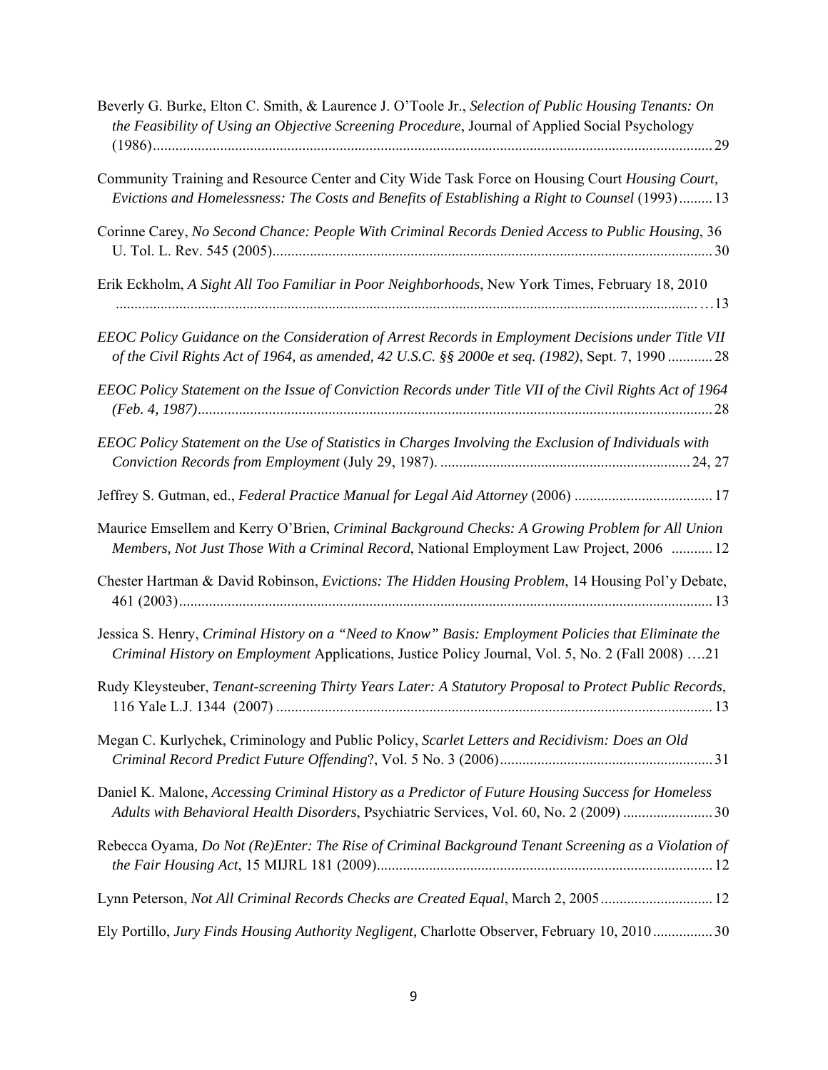Beverly G. Burke, Elton C. Smith, & Laurence J. O'Toole Jr., *Selection of Public Housing Tenants: On the Feasibility of Using an Objective Screening Procedure*, Journal of Applied Social Psychology (1986).................................................................................................................................................29

Community Training and Resource Center and City Wide Task Force on Housing Court *Housing Court, Evictions and Homelessness: The Costs and Benefits of Establishing a Right to Counsel* (1993).........13

Corinne Carey, *No Second Chance: People With Criminal Records Denied Access to Public Housing*, 36 U. Tol. L. Rev. 545 (2005)......................................................................................................................30

Erik Eckholm, *A Sight All Too Familiar in Poor Neighborhoods*, New York Times, February 18, 2010 ...........................................................................................................................................…13

*EEOC Policy Guidance on the Consideration of Arrest Records in Employment Decisions under Title VII of the Civil Rights Act of 1964, as amended, 42 U.S.C. §§ 2000e et seq. (1982)*, Sept. 7, 1990 ............28

*EEOC Policy Statement on the Issue of Conviction Records under Title VII of the Civil Rights Act of 1964 (Feb. 4, 1987)*.........................................................................................................................................28

*EEOC Policy Statement on the Use of Statistics in Charges Involving the Exclusion of Individuals with Conviction Records from Employment* (July 29, 1987). ..................................................................24, 27

Jeffrey S. Gutman, ed., *Federal Practice Manual for Legal Aid Attorney* (2006) .....................................17

Maurice Emsellem and Kerry O'Brien, *Criminal Background Checks: A Growing Problem for All Union Members, Not Just Those With a Criminal Record*, National Employment Law Project, 2006 ...........12

Chester Hartman & David Robinson, *Evictions: The Hidden Housing Problem*, 14 Housing Pol'y Debate, 461 (2003)...........................................................................................................................................13

Jessica S. Henry, *Criminal History on a "Need to Know" Basis: Employment Policies that Eliminate the Criminal History on Employment* Applications, Justice Policy Journal, Vol. 5, No. 2 (Fall 2008) ….21

Rudy Kleysteuber, *Tenant-screening Thirty Years Later: A Statutory Proposal to Protect Public Records*, 116 Yale L.J. 1344 (2007) ....................................................................................................................13

Megan C. Kurlychek, Criminology and Public Policy, *Scarlet Letters and Recidivism: Does an Old Criminal Record Predict Future Offending*?, Vol. 5 No. 3 (2006).........................................................31

Daniel K. Malone, *Accessing Criminal History as a Predictor of Future Housing Success for Homeless Adults with Behavioral Health Disorders*, Psychiatric Services, Vol. 60, No. 2 (2009) ........................30

Rebecca Oyama, *Do Not (Re)Enter: The Rise of Criminal Background Tenant Screening as a Violation of the Fair Housing Act*, 15 MIJRL 181 (2009)..........................................................................................12

Lynn Peterson, *Not All Criminal Records Checks are Created Equal*, March 2, 2005..............................12

Ely Portillo, *Jury Finds Housing Authority Negligent,* Charlotte Observer, February 10, 2010................30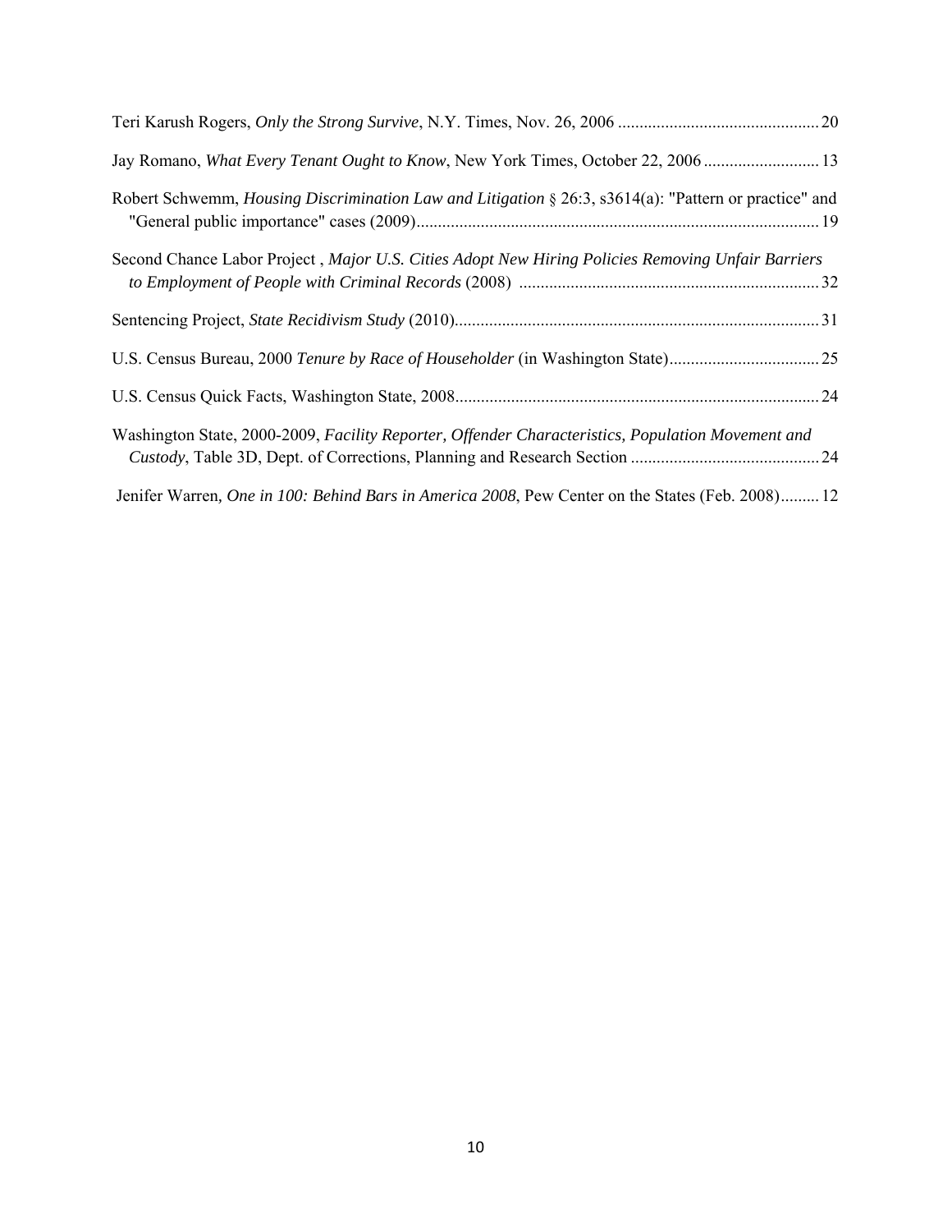Teri Karush Rogers, *Only the Strong Survive*, N.Y. Times, Nov. 26, 2006 .............................................. 20

Jay Romano, *What Every Tenant Ought to Know*, New York Times, October 22, 2006 .......................... 13

Robert Schwemm, *Housing Discrimination Law and Litigation* § 26:3, s3614(a): "Pattern or practice" and "General public importance" cases (2009)............................................................................................ 19

Second Chance Labor Project , *Major U.S. Cities Adopt New Hiring Policies Removing Unfair Barriers to Employment of People with Criminal Records* (2008) ..................................................................... 32

Sentencing Project, *State Recidivism Study* (2010).................................................................................... 31

U.S. Census Bureau, 2000 *Tenure by Race of Householder* (in Washington State).................................. 25

U.S. Census Quick Facts, Washington State, 2008.................................................................................... 24

Washington State, 2000-2009, *Facility Reporter, Offender Characteristics, Population Movement and Custody*, Table 3D, Dept. of Corrections, Planning and Research Section ........................................... 24

Jenifer Warren, *One in 100: Behind Bars in America 2008*, Pew Center on the States (Feb. 2008)......... 12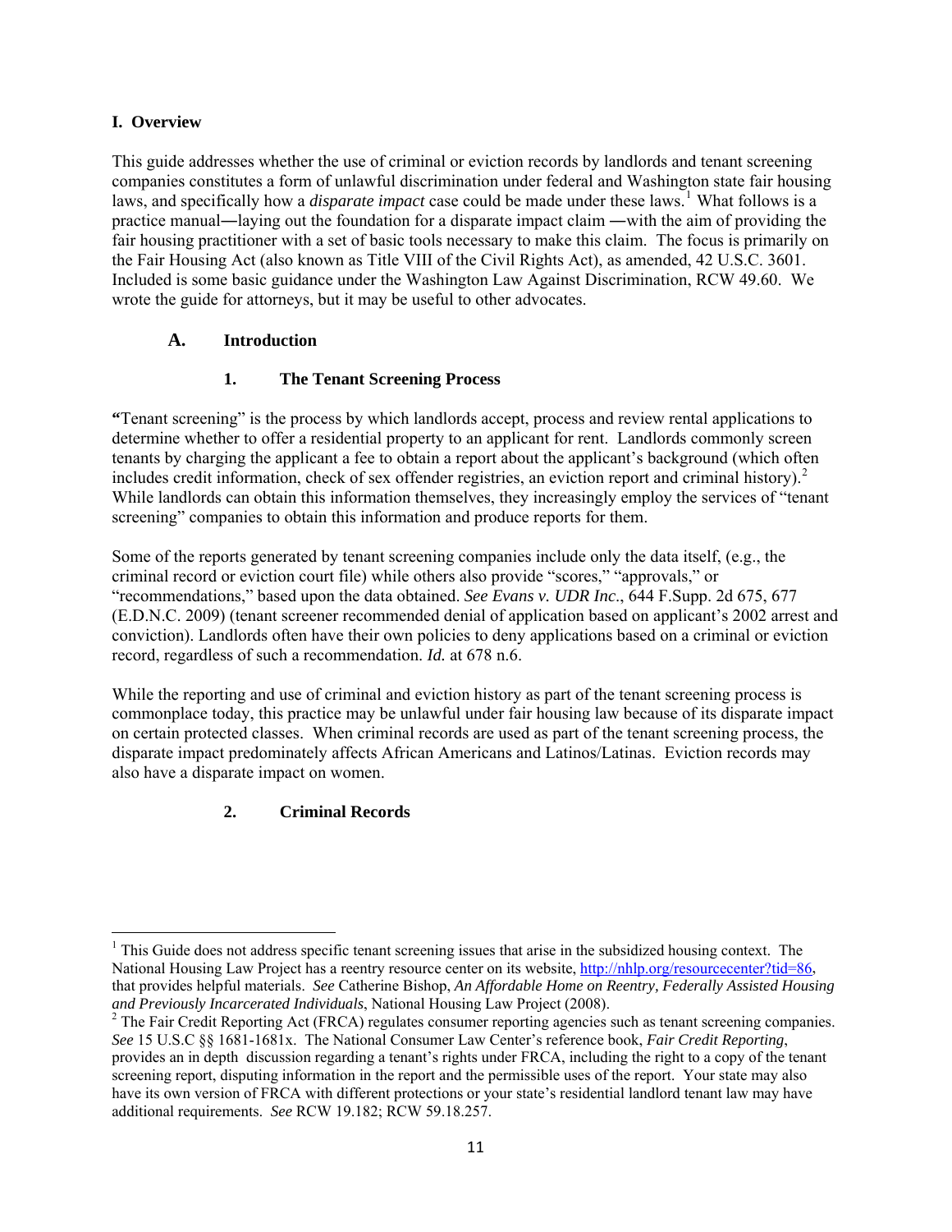## I. Overview

This guide addresses whether the use of criminal or eviction records by landlords and tenant screening companies constitutes a form of unlawful discrimination under federal and Washington state fair housing laws, and specifically how a *disparate impact* case could be made under these laws.[1] What follows is a practice manual―laying out the foundation for a disparate impact claim ―with the aim of providing the fair housing practitioner with a set of basic tools necessary to make this claim. The focus is primarily on the Fair Housing Act (also known as Title VIII of the Civil Rights Act), as amended, 42 U.S.C. 3601. Included is some basic guidance under the Washington Law Against Discrimination, RCW 49.60. We wrote the guide for attorneys, but it may be useful to other advocates.

### A. Introduction

#### 1. The Tenant Screening Process

**"**Tenant screening" is the process by which landlords accept, process and review rental applications to determine whether to offer a residential property to an applicant for rent. Landlords commonly screen tenants by charging the applicant a fee to obtain a report about the applicant's background (which often includes credit information, check of sex offender registries, an eviction report and criminal history).[2] While landlords can obtain this information themselves, they increasingly employ the services of "tenant screening" companies to obtain this information and produce reports for them.

Some of the reports generated by tenant screening companies include only the data itself, (e.g., the criminal record or eviction court file) while others also provide "scores," "approvals," or "recommendations," based upon the data obtained. *See Evans v. UDR Inc*., 644 F.Supp. 2d 675, 677 (E.D.N.C. 2009) (tenant screener recommended denial of application based on applicant's 2002 arrest and conviction). Landlords often have their own policies to deny applications based on a criminal or eviction record, regardless of such a recommendation. *Id.* at 678 n.6.

While the reporting and use of criminal and eviction history as part of the tenant screening process is commonplace today, this practice may be unlawful under fair housing law because of its disparate impact on certain protected classes. When criminal records are used as part of the tenant screening process, the disparate impact predominately affects African Americans and Latinos/Latinas. Eviction records may also have a disparate impact on women.

#### 2. Criminal Records

---

[1] This Guide does not address specific tenant screening issues that arise in the subsidized housing context. The National Housing Law Project has a reentry resource center on its website, http://nhlp.org/resourcecenter?tid=86, that provides helpful materials. *See* Catherine Bishop, *An Affordable Home on Reentry, Federally Assisted Housing and Previously Incarcerated Individuals*, National Housing Law Project (2008).

[2] The Fair Credit Reporting Act (FRCA) regulates consumer reporting agencies such as tenant screening companies. *See* 15 U.S.C §§ 1681-1681x. The National Consumer Law Center's reference book, *Fair Credit Reporting*, provides an in depth discussion regarding a tenant's rights under FRCA, including the right to a copy of the tenant screening report, disputing information in the report and the permissible uses of the report. Your state may also have its own version of FRCA with different protections or your state's residential landlord tenant law may have additional requirements. *See* RCW 19.182; RCW 59.18.257.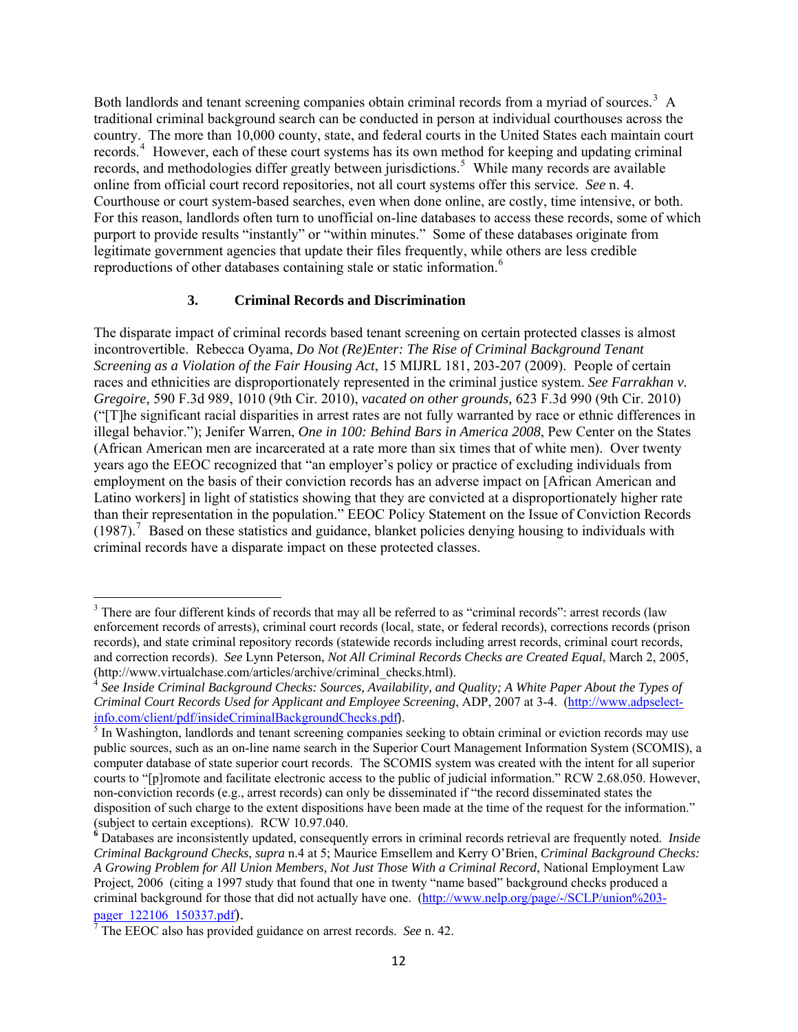Both landlords and tenant screening companies obtain criminal records from a myriad of sources.[3] A traditional criminal background search can be conducted in person at individual courthouses across the country. The more than 10,000 county, state, and federal courts in the United States each maintain court records.[4] However, each of these court systems has its own method for keeping and updating criminal records, and methodologies differ greatly between jurisdictions.[5] While many records are available online from official court record repositories, not all court systems offer this service. *See* n. 4. Courthouse or court system-based searches, even when done online, are costly, time intensive, or both. For this reason, landlords often turn to unofficial on-line databases to access these records, some of which purport to provide results "instantly" or "within minutes." Some of these databases originate from legitimate government agencies that update their files frequently, while others are less credible reproductions of other databases containing stale or static information.[6]

### 3. Criminal Records and Discrimination

The disparate impact of criminal records based tenant screening on certain protected classes is almost incontrovertible. Rebecca Oyama, *Do Not (Re)Enter: The Rise of Criminal Background Tenant Screening as a Violation of the Fair Housing Act*, 15 MIJRL 181, 203-207 (2009). People of certain races and ethnicities are disproportionately represented in the criminal justice system. *See Farrakhan v. Gregoire,* 590 F.3d 989, 1010 (9th Cir. 2010), *vacated on other grounds,* 623 F.3d 990 (9th Cir. 2010) ("[T]he significant racial disparities in arrest rates are not fully warranted by race or ethnic differences in illegal behavior."); Jenifer Warren, *One in 100: Behind Bars in America 2008*, Pew Center on the States (African American men are incarcerated at a rate more than six times that of white men). Over twenty years ago the EEOC recognized that "an employer's policy or practice of excluding individuals from employment on the basis of their conviction records has an adverse impact on [African American and Latino workers] in light of statistics showing that they are convicted at a disproportionately higher rate than their representation in the population." EEOC Policy Statement on the Issue of Conviction Records (1987).[7] Based on these statistics and guidance, blanket policies denying housing to individuals with criminal records have a disparate impact on these protected classes.

---

[3] There are four different kinds of records that may all be referred to as "criminal records": arrest records (law enforcement records of arrests), criminal court records (local, state, or federal records), corrections records (prison records), and state criminal repository records (statewide records including arrest records, criminal court records, and correction records). *See* Lynn Peterson, *Not All Criminal Records Checks are Created Equal*, March 2, 2005, (http://www.virtualchase.com/articles/archive/criminal_checks.html).

[4] *See Inside Criminal Background Checks: Sources, Availability, and Quality; A White Paper About the Types of Criminal Court Records Used for Applicant and Employee Screening*, ADP, 2007 at 3-4. (http://www.adpselect-info.com/client/pdf/insideCriminalBackgroundChecks.pdf).

[5] In Washington, landlords and tenant screening companies seeking to obtain criminal or eviction records may use public sources, such as an on-line name search in the Superior Court Management Information System (SCOMIS), a computer database of state superior court records. The SCOMIS system was created with the intent for all superior courts to "[p]romote and facilitate electronic access to the public of judicial information." RCW 2.68.050. However, non-conviction records (e.g., arrest records) can only be disseminated if "the record disseminated states the disposition of such charge to the extent dispositions have been made at the time of the request for the information." (subject to certain exceptions). RCW 10.97.040.

[6] Databases are inconsistently updated, consequently errors in criminal records retrieval are frequently noted. *Inside Criminal Background Checks*, *supra* n.4 at 5; Maurice Emsellem and Kerry O'Brien, *Criminal Background Checks: A Growing Problem for All Union Members, Not Just Those With a Criminal Record*, National Employment Law Project, 2006 (citing a 1997 study that found that one in twenty "name based" background checks produced a criminal background for those that did not actually have one. (http://www.nelp.org/page/-/SCLP/union%203-pager_122106_150337.pdf).

[7] The EEOC also has provided guidance on arrest records. *See* n. 42.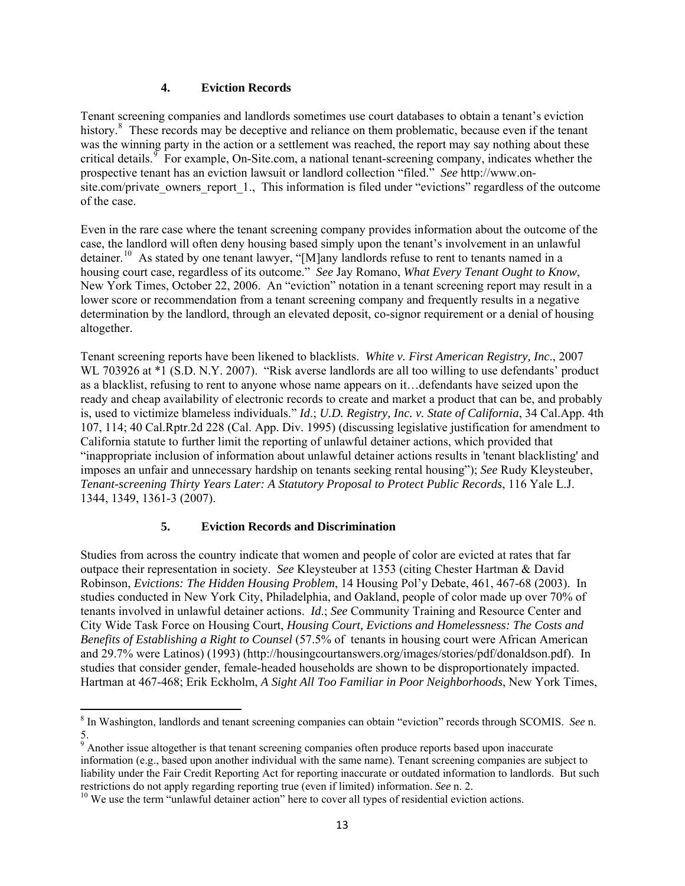### 4. Eviction Records

Tenant screening companies and landlords sometimes use court databases to obtain a tenant's eviction history.[8] These records may be deceptive and reliance on them problematic, because even if the tenant was the winning party in the action or a settlement was reached, the report may say nothing about these critical details.[9] For example, On-Site.com, a national tenant-screening company, indicates whether the prospective tenant has an eviction lawsuit or landlord collection "filed." *See* http://www.on-site.com/private_owners_report_1., This information is filed under "evictions" regardless of the outcome of the case.

Even in the rare case where the tenant screening company provides information about the outcome of the case, the landlord will often deny housing based simply upon the tenant's involvement in an unlawful detainer.[10] As stated by one tenant lawyer, "[M]any landlords refuse to rent to tenants named in a housing court case, regardless of its outcome." *See* Jay Romano, *What Every Tenant Ought to Know*, New York Times, October 22, 2006. An "eviction" notation in a tenant screening report may result in a lower score or recommendation from a tenant screening company and frequently results in a negative determination by the landlord, through an elevated deposit, co-signor requirement or a denial of housing altogether.

Tenant screening reports have been likened to blacklists. *White v. First American Registry, Inc*., 2007 WL 703926 at *1 (S.D. N.Y. 2007). "Risk averse landlords are all too willing to use defendants' product as a blacklist, refusing to rent to anyone whose name appears on it…defendants have seized upon the ready and cheap availability of electronic records to create and market a product that can be, and probably is, used to victimize blameless individuals." *Id*.; *U.D. Registry, Inc. v. State of California*, 34 Cal.App. 4th 107, 114; 40 Cal.Rptr.2d 228 (Cal. App. Div. 1995) (discussing legislative justification for amendment to California statute to further limit the reporting of unlawful detainer actions, which provided that "inappropriate inclusion of information about unlawful detainer actions results in 'tenant blacklisting' and imposes an unfair and unnecessary hardship on tenants seeking rental housing"); *See* Rudy Kleysteuber, *Tenant-screening Thirty Years Later: A Statutory Proposal to Protect Public Records*, 116 Yale L.J. 1344, 1349, 1361-3 (2007).

### 5. Eviction Records and Discrimination

Studies from across the country indicate that women and people of color are evicted at rates that far outpace their representation in society. *See* Kleysteuber at 1353 (citing Chester Hartman & David Robinson, *Evictions: The Hidden Housing Problem*, 14 Housing Pol'y Debate, 461, 467-68 (2003). In studies conducted in New York City, Philadelphia, and Oakland, people of color made up over 70% of tenants involved in unlawful detainer actions. *Id*.; *See* Community Training and Resource Center and City Wide Task Force on Housing Court, *Housing Court, Evictions and Homelessness: The Costs and Benefits of Establishing a Right to Counsel* (57.5% of tenants in housing court were African American and 29.7% were Latinos) (1993) (http://housingcourtanswers.org/images/stories/pdf/donaldson.pdf). In studies that consider gender, female-headed households are shown to be disproportionately impacted. Hartman at 467-468; Erik Eckholm, *A Sight All Too Familiar in Poor Neighborhoods*, New York Times,

---

[8] In Washington, landlords and tenant screening companies can obtain "eviction" records through SCOMIS. *See* n. 5.

[9] Another issue altogether is that tenant screening companies often produce reports based upon inaccurate information (e.g., based upon another individual with the same name). Tenant screening companies are subject to liability under the Fair Credit Reporting Act for reporting inaccurate or outdated information to landlords. But such restrictions do not apply regarding reporting true (even if limited) information. *See* n. 2.

[10] We use the term "unlawful detainer action" here to cover all types of residential eviction actions.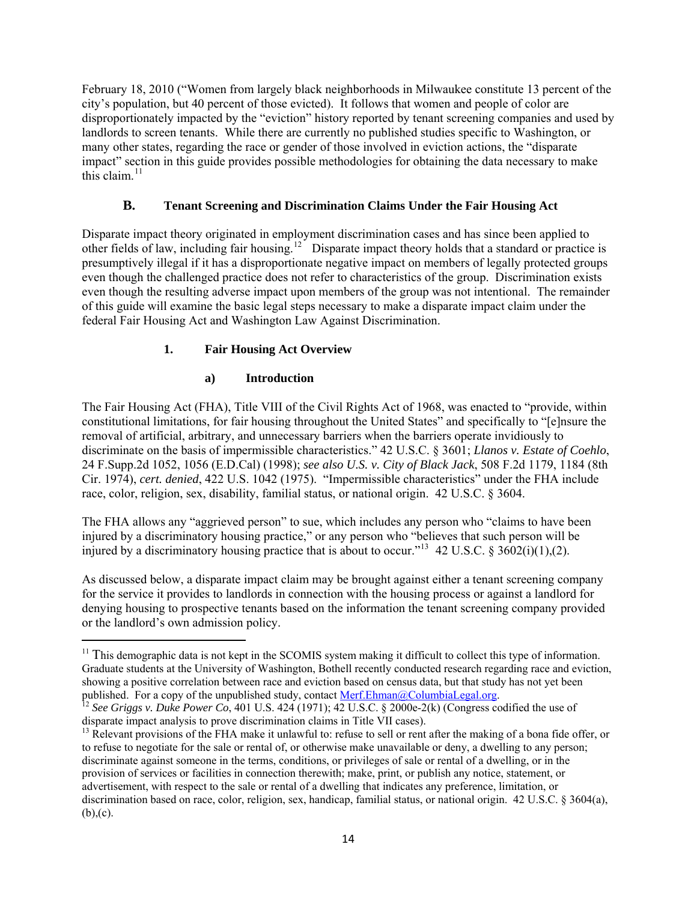February 18, 2010 ("Women from largely black neighborhoods in Milwaukee constitute 13 percent of the city's population, but 40 percent of those evicted). It follows that women and people of color are disproportionately impacted by the "eviction" history reported by tenant screening companies and used by landlords to screen tenants. While there are currently no published studies specific to Washington, or many other states, regarding the race or gender of those involved in eviction actions, the "disparate impact" section in this guide provides possible methodologies for obtaining the data necessary to make this claim.[11]

## B. Tenant Screening and Discrimination Claims Under the Fair Housing Act

Disparate impact theory originated in employment discrimination cases and has since been applied to other fields of law, including fair housing.[12] Disparate impact theory holds that a standard or practice is presumptively illegal if it has a disproportionate negative impact on members of legally protected groups even though the challenged practice does not refer to characteristics of the group. Discrimination exists even though the resulting adverse impact upon members of the group was not intentional. The remainder of this guide will examine the basic legal steps necessary to make a disparate impact claim under the federal Fair Housing Act and Washington Law Against Discrimination.

### 1. Fair Housing Act Overview

#### a) Introduction

The Fair Housing Act (FHA), Title VIII of the Civil Rights Act of 1968, was enacted to "provide, within constitutional limitations, for fair housing throughout the United States" and specifically to "[e]nsure the removal of artificial, arbitrary, and unnecessary barriers when the barriers operate invidiously to discriminate on the basis of impermissible characteristics." 42 U.S.C. § 3601; *Llanos v. Estate of Coehlo*, 24 F.Supp.2d 1052, 1056 (E.D.Cal) (1998); *see also U.S. v. City of Black Jack*, 508 F.2d 1179, 1184 (8th Cir. 1974), *cert. denied*, 422 U.S. 1042 (1975). "Impermissible characteristics" under the FHA include race, color, religion, sex, disability, familial status, or national origin. 42 U.S.C. § 3604.

The FHA allows any "aggrieved person" to sue, which includes any person who "claims to have been injured by a discriminatory housing practice," or any person who "believes that such person will be injured by a discriminatory housing practice that is about to occur."[13] 42 U.S.C. § 3602(i)(1),(2).

As discussed below, a disparate impact claim may be brought against either a tenant screening company for the service it provides to landlords in connection with the housing process or against a landlord for denying housing to prospective tenants based on the information the tenant screening company provided or the landlord's own admission policy.

---

[11] This demographic data is not kept in the SCOMIS system making it difficult to collect this type of information. Graduate students at the University of Washington, Bothell recently conducted research regarding race and eviction, showing a positive correlation between race and eviction based on census data, but that study has not yet been published. For a copy of the unpublished study, contact Merf.Ehman@ColumbiaLegal.org.

[12] *See Griggs v. Duke Power Co*, 401 U.S. 424 (1971); 42 U.S.C. § 2000e-2(k) (Congress codified the use of disparate impact analysis to prove discrimination claims in Title VII cases).

[13] Relevant provisions of the FHA make it unlawful to: refuse to sell or rent after the making of a bona fide offer, or to refuse to negotiate for the sale or rental of, or otherwise make unavailable or deny, a dwelling to any person; discriminate against someone in the terms, conditions, or privileges of sale or rental of a dwelling, or in the provision of services or facilities in connection therewith; make, print, or publish any notice, statement, or advertisement, with respect to the sale or rental of a dwelling that indicates any preference, limitation, or discrimination based on race, color, religion, sex, handicap, familial status, or national origin. 42 U.S.C. § 3604(a), (b),(c).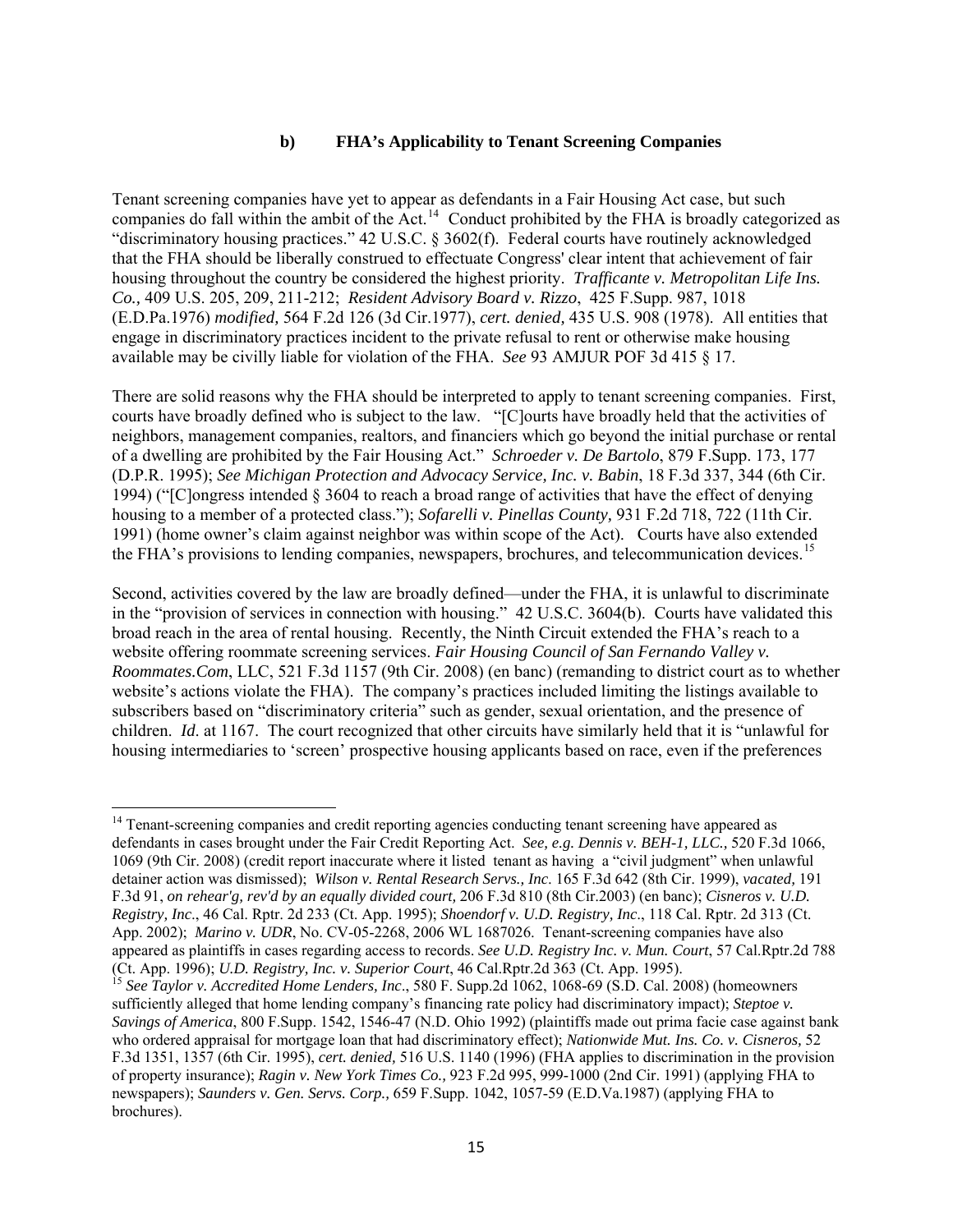### b) FHA's Applicability to Tenant Screening Companies

Tenant screening companies have yet to appear as defendants in a Fair Housing Act case, but such companies do fall within the ambit of the Act.[14] Conduct prohibited by the FHA is broadly categorized as "discriminatory housing practices." 42 U.S.C. § 3602(f). Federal courts have routinely acknowledged that the FHA should be liberally construed to effectuate Congress' clear intent that achievement of fair housing throughout the country be considered the highest priority. *Trafficante v. Metropolitan Life Ins. Co.,* 409 U.S. 205, 209, 211-212; *Resident Advisory Board v. Rizzo*, 425 F.Supp. 987, 1018 (E.D.Pa.1976) *modified,* 564 F.2d 126 (3d Cir.1977), *cert. denied,* 435 U.S. 908 (1978). All entities that engage in discriminatory practices incident to the private refusal to rent or otherwise make housing available may be civilly liable for violation of the FHA. *See* 93 AMJUR POF 3d 415 § 17.

There are solid reasons why the FHA should be interpreted to apply to tenant screening companies. First, courts have broadly defined who is subject to the law. "[C]ourts have broadly held that the activities of neighbors, management companies, realtors, and financiers which go beyond the initial purchase or rental of a dwelling are prohibited by the Fair Housing Act." *Schroeder v. De Bartolo*, 879 F.Supp. 173, 177 (D.P.R. 1995); *See Michigan Protection and Advocacy Service, Inc. v. Babin*, 18 F.3d 337, 344 (6th Cir. 1994) ("[C]ongress intended § 3604 to reach a broad range of activities that have the effect of denying housing to a member of a protected class."); *Sofarelli v. Pinellas County,* 931 F.2d 718, 722 (11th Cir. 1991) (home owner's claim against neighbor was within scope of the Act). Courts have also extended the FHA's provisions to lending companies, newspapers, brochures, and telecommunication devices.[15]

Second, activities covered by the law are broadly defined—under the FHA, it is unlawful to discriminate in the "provision of services in connection with housing." 42 U.S.C. 3604(b). Courts have validated this broad reach in the area of rental housing. Recently, the Ninth Circuit extended the FHA's reach to a website offering roommate screening services. *Fair Housing Council of San Fernando Valley v. Roommates.Com*, LLC, 521 F.3d 1157 (9th Cir. 2008) (en banc) (remanding to district court as to whether website's actions violate the FHA). The company's practices included limiting the listings available to subscribers based on "discriminatory criteria" such as gender, sexual orientation, and the presence of children. *Id.* at 1167. The court recognized that other circuits have similarly held that it is "unlawful for housing intermediaries to 'screen' prospective housing applicants based on race, even if the preferences

---

[14] Tenant-screening companies and credit reporting agencies conducting tenant screening have appeared as defendants in cases brought under the Fair Credit Reporting Act. *See, e.g. Dennis v. BEH-1, LLC.,* 520 F.3d 1066, 1069 (9th Cir. 2008) (credit report inaccurate where it listed tenant as having a "civil judgment" when unlawful detainer action was dismissed); *Wilson v. Rental Research Servs., Inc.* 165 F.3d 642 (8th Cir. 1999), *vacated,* 191 F.3d 91, *on rehear'g, rev'd by an equally divided court,* 206 F.3d 810 (8th Cir.2003) (en banc); *Cisneros v. U.D. Registry, Inc*., 46 Cal. Rptr. 2d 233 (Ct. App. 1995); *Shoendorf v. U.D. Registry, Inc*., 118 Cal. Rptr. 2d 313 (Ct. App. 2002); *Marino v. UDR*, No. CV-05-2268, 2006 WL 1687026. Tenant-screening companies have also appeared as plaintiffs in cases regarding access to records. *See U.D. Registry Inc. v. Mun. Court*, 57 Cal.Rptr.2d 788 (Ct. App. 1996); *U.D. Registry, Inc. v. Superior Court*, 46 Cal.Rptr.2d 363 (Ct. App. 1995).

[15] *See Taylor v. Accredited Home Lenders, Inc*., 580 F. Supp.2d 1062, 1068-69 (S.D. Cal. 2008) (homeowners sufficiently alleged that home lending company's financing rate policy had discriminatory impact); *Steptoe v. Savings of America*, 800 F.Supp. 1542, 1546-47 (N.D. Ohio 1992) (plaintiffs made out prima facie case against bank who ordered appraisal for mortgage loan that had discriminatory effect); *Nationwide Mut. Ins. Co. v. Cisneros,* 52 F.3d 1351, 1357 (6th Cir. 1995), *cert. denied,* 516 U.S. 1140 (1996) (FHA applies to discrimination in the provision of property insurance); *Ragin v. New York Times Co.,* 923 F.2d 995, 999-1000 (2nd Cir. 1991) (applying FHA to newspapers); *Saunders v. Gen. Servs. Corp.,* 659 F.Supp. 1042, 1057-59 (E.D.Va.1987) (applying FHA to brochures).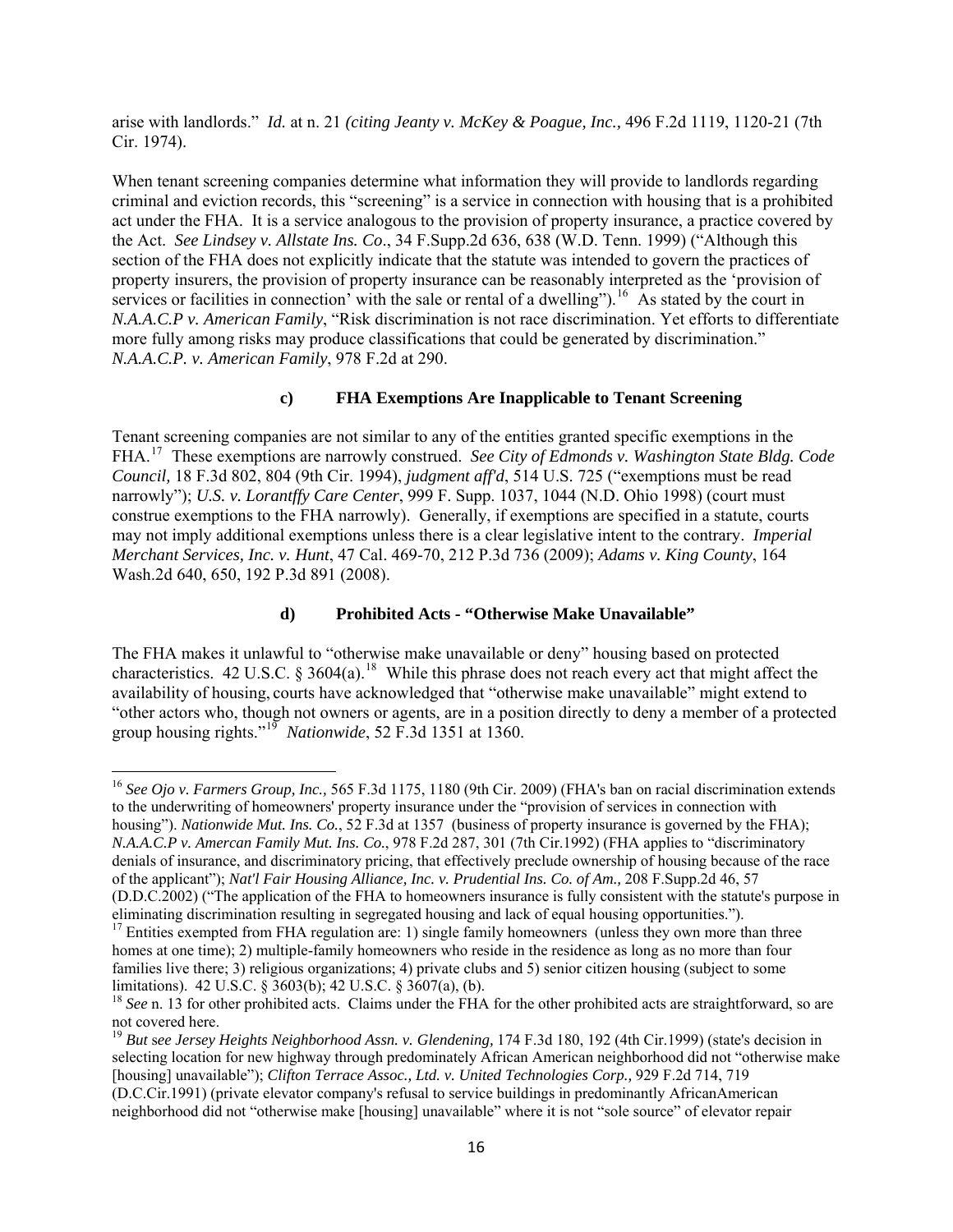arise with landlords." *Id.* at n. 21 *(citing Jeanty v. McKey & Poague, Inc.,* 496 F.2d 1119, 1120-21 (7th Cir. 1974).

When tenant screening companies determine what information they will provide to landlords regarding criminal and eviction records, this "screening" is a service in connection with housing that is a prohibited act under the FHA. It is a service analogous to the provision of property insurance, a practice covered by the Act. *See Lindsey v. Allstate Ins. Co*., 34 F.Supp.2d 636, 638 (W.D. Tenn. 1999) ("Although this section of the FHA does not explicitly indicate that the statute was intended to govern the practices of property insurers, the provision of property insurance can be reasonably interpreted as the 'provision of services or facilities in connection' with the sale or rental of a dwelling").[16] As stated by the court in *N.A.A.C.P v. American Family*, "Risk discrimination is not race discrimination. Yet efforts to differentiate more fully among risks may produce classifications that could be generated by discrimination." *N.A.A.C.P. v. American Family*, 978 F.2d at 290.

#### c) FHA Exemptions Are Inapplicable to Tenant Screening

Tenant screening companies are not similar to any of the entities granted specific exemptions in the FHA.[17] These exemptions are narrowly construed. *See City of Edmonds v. Washington State Bldg. Code Council,* 18 F.3d 802, 804 (9th Cir. 1994), *judgment aff'd*, 514 U.S. 725 ("exemptions must be read narrowly"); *U.S. v. Lorantffy Care Center*, 999 F. Supp. 1037, 1044 (N.D. Ohio 1998) (court must construe exemptions to the FHA narrowly). Generally, if exemptions are specified in a statute, courts may not imply additional exemptions unless there is a clear legislative intent to the contrary. *Imperial Merchant Services, Inc. v. Hunt*, 47 Cal. 469-70, 212 P.3d 736 (2009); *Adams v. King County*, 164 Wash.2d 640, 650, 192 P.3d 891 (2008).

#### d) Prohibited Acts - "Otherwise Make Unavailable"

The FHA makes it unlawful to "otherwise make unavailable or deny" housing based on protected characteristics. 42 U.S.C. § 3604(a).[18] While this phrase does not reach every act that might affect the availability of housing, courts have acknowledged that "otherwise make unavailable" might extend to "other actors who, though not owners or agents, are in a position directly to deny a member of a protected group housing rights."[19] *Nationwide*, 52 F.3d 1351 at 1360.

---

[16] *See Ojo v. Farmers Group, Inc.,* 565 F.3d 1175, 1180 (9th Cir. 2009) (FHA's ban on racial discrimination extends to the underwriting of homeowners' property insurance under the "provision of services in connection with housing"). *Nationwide Mut. Ins. Co.*, 52 F.3d at 1357 (business of property insurance is governed by the FHA); *N.A.A.C.P v. Amercan Family Mut. Ins. Co.*, 978 F.2d 287, 301 (7th Cir.1992) (FHA applies to "discriminatory denials of insurance, and discriminatory pricing, that effectively preclude ownership of housing because of the race of the applicant"); *Nat'l Fair Housing Alliance, Inc. v. Prudential Ins. Co. of Am.,* 208 F.Supp.2d 46, 57 (D.D.C.2002) ("The application of the FHA to homeowners insurance is fully consistent with the statute's purpose in eliminating discrimination resulting in segregated housing and lack of equal housing opportunities.").

[17] Entities exempted from FHA regulation are: 1) single family homeowners (unless they own more than three homes at one time); 2) multiple-family homeowners who reside in the residence as long as no more than four families live there; 3) religious organizations; 4) private clubs and 5) senior citizen housing (subject to some limitations). 42 U.S.C. § 3603(b); 42 U.S.C. § 3607(a), (b).

[18] *See* n. 13 for other prohibited acts. Claims under the FHA for the other prohibited acts are straightforward, so are not covered here.

[19] *But see Jersey Heights Neighborhood Assn. v. Glendening,* 174 F.3d 180, 192 (4th Cir.1999) (state's decision in selecting location for new highway through predominately African American neighborhood did not "otherwise make [housing] unavailable"); *Clifton Terrace Assoc., Ltd. v. United Technologies Corp.,* 929 F.2d 714, 719 (D.C.Cir.1991) (private elevator company's refusal to service buildings in predominantly AfricanAmerican neighborhood did not "otherwise make [housing] unavailable" where it is not "sole source" of elevator repair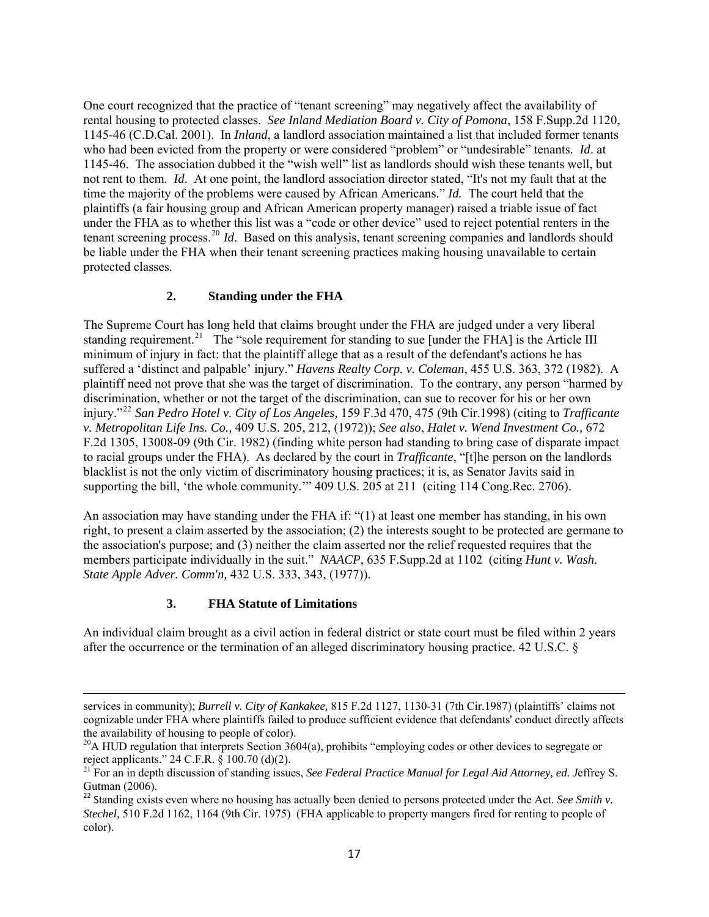One court recognized that the practice of "tenant screening" may negatively affect the availability of rental housing to protected classes. *See Inland Mediation Board v. City of Pomona*, 158 F.Supp.2d 1120, 1145-46 (C.D.Cal. 2001). In *Inland*, a landlord association maintained a list that included former tenants who had been evicted from the property or were considered "problem" or "undesirable" tenants. *Id*. at 1145-46. The association dubbed it the "wish well" list as landlords should wish these tenants well, but not rent to them. *Id*. At one point, the landlord association director stated, "It's not my fault that at the time the majority of the problems were caused by African Americans." *Id.* The court held that the plaintiffs (a fair housing group and African American property manager) raised a triable issue of fact under the FHA as to whether this list was a "code or other device" used to reject potential renters in the tenant screening process.[20] *Id*. Based on this analysis, tenant screening companies and landlords should be liable under the FHA when their tenant screening practices making housing unavailable to certain protected classes.

### 2. Standing under the FHA

The Supreme Court has long held that claims brought under the FHA are judged under a very liberal standing requirement.[21] The "sole requirement for standing to sue [under the FHA] is the Article III minimum of injury in fact: that the plaintiff allege that as a result of the defendant's actions he has suffered a 'distinct and palpable' injury." *Havens Realty Corp. v. Coleman*, 455 U.S. 363, 372 (1982). A plaintiff need not prove that she was the target of discrimination. To the contrary, any person "harmed by discrimination, whether or not the target of the discrimination, can sue to recover for his or her own injury."[22] *San Pedro Hotel v. City of Los Angeles,* 159 F.3d 470, 475 (9th Cir.1998) (citing to *Trafficante v. Metropolitan Life Ins. Co.,* 409 U.S. 205, 212, (1972)); *See also*, *Halet v. Wend Investment Co.,* 672 F.2d 1305, 13008-09 (9th Cir. 1982) (finding white person had standing to bring case of disparate impact to racial groups under the FHA). As declared by the court in *Trafficante*, "[t]he person on the landlords blacklist is not the only victim of discriminatory housing practices; it is, as Senator Javits said in supporting the bill, 'the whole community.'" 409 U.S. 205 at 211 (citing 114 Cong.Rec. 2706).

An association may have standing under the FHA if: "(1) at least one member has standing, in his own right, to present a claim asserted by the association; (2) the interests sought to be protected are germane to the association's purpose; and (3) neither the claim asserted nor the relief requested requires that the members participate individually in the suit." *NAACP*, 635 F.Supp.2d at 1102 (citing *Hunt v. Wash. State Apple Adver. Comm'n,* 432 U.S. 333, 343, (1977)).

### 3. FHA Statute of Limitations

An individual claim brought as a civil action in federal district or state court must be filed within 2 years after the occurrence or the termination of an alleged discriminatory housing practice. 42 U.S.C. §

---

services in community); *Burrell v. City of Kankakee,* 815 F.2d 1127, 1130-31 (7th Cir.1987) (plaintiffs' claims not cognizable under FHA where plaintiffs failed to produce sufficient evidence that defendants' conduct directly affects the availability of housing to people of color).

[20] A HUD regulation that interprets Section 3604(a), prohibits "employing codes or other devices to segregate or reject applicants." 24 C.F.R. § 100.70 (d)(2).

[21] For an in depth discussion of standing issues, *See Federal Practice Manual for Legal Aid Attorney, ed.* Jeffrey S. Gutman (2006).

[22] Standing exists even where no housing has actually been denied to persons protected under the Act. *See Smith v. Stechel,* 510 F.2d 1162, 1164 (9th Cir. 1975) (FHA applicable to property mangers fired for renting to people of color).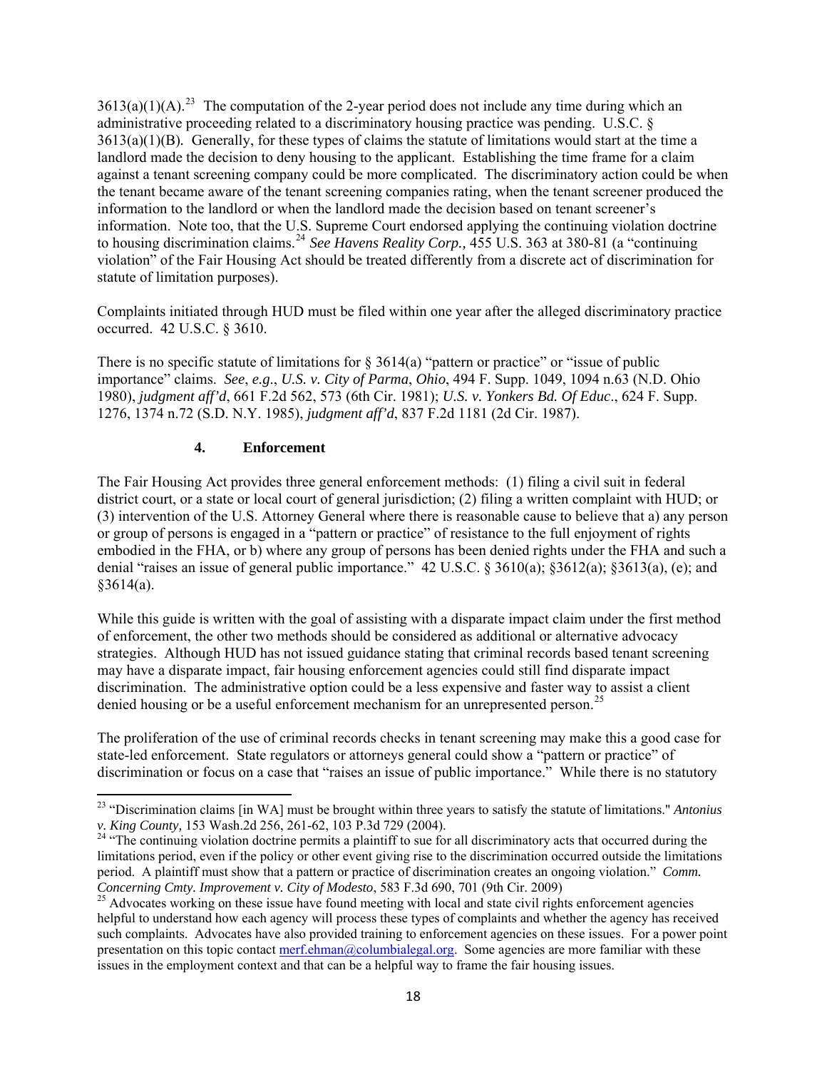3613(a)(1)(A).[23] The computation of the 2-year period does not include any time during which an administrative proceeding related to a discriminatory housing practice was pending. U.S.C. § 3613(a)(1)(B). Generally, for these types of claims the statute of limitations would start at the time a landlord made the decision to deny housing to the applicant. Establishing the time frame for a claim against a tenant screening company could be more complicated. The discriminatory action could be when the tenant became aware of the tenant screening companies rating, when the tenant screener produced the information to the landlord or when the landlord made the decision based on tenant screener's information. Note too, that the U.S. Supreme Court endorsed applying the continuing violation doctrine to housing discrimination claims.[24] *See Havens Realty Corp.,* 455 U.S. 363 at 380-81 (a "continuing violation" of the Fair Housing Act should be treated differently from a discrete act of discrimination for statute of limitation purposes).

Complaints initiated through HUD must be filed within one year after the alleged discriminatory practice occurred. 42 U.S.C. § 3610.

There is no specific statute of limitations for § 3614(a) "pattern or practice" or "issue of public importance" claims. *See*, *e.g*., *U.S. v. City of Parma*, *Ohio*, 494 F. Supp. 1049, 1094 n.63 (N.D. Ohio 1980), *judgment aff'd*, 661 F.2d 562, 573 (6th Cir. 1981); *U.S. v. Yonkers Bd. Of Educ*., 624 F. Supp. 1276, 1374 n.72 (S.D. N.Y. 1985), *judgment aff'd*, 837 F.2d 1181 (2d Cir. 1987).

### 4. Enforcement

The Fair Housing Act provides three general enforcement methods: (1) filing a civil suit in federal district court, or a state or local court of general jurisdiction; (2) filing a written complaint with HUD; or (3) intervention of the U.S. Attorney General where there is reasonable cause to believe that a) any person or group of persons is engaged in a "pattern or practice" of resistance to the full enjoyment of rights embodied in the FHA, or b) where any group of persons has been denied rights under the FHA and such a denial "raises an issue of general public importance." 42 U.S.C. § 3610(a); §3612(a); §3613(a), (e); and §3614(a).

While this guide is written with the goal of assisting with a disparate impact claim under the first method of enforcement, the other two methods should be considered as additional or alternative advocacy strategies. Although HUD has not issued guidance stating that criminal records based tenant screening may have a disparate impact, fair housing enforcement agencies could still find disparate impact discrimination. The administrative option could be a less expensive and faster way to assist a client denied housing or be a useful enforcement mechanism for an unrepresented person.[25]

The proliferation of the use of criminal records checks in tenant screening may make this a good case for state-led enforcement. State regulators or attorneys general could show a "pattern or practice" of discrimination or focus on a case that "raises an issue of public importance." While there is no statutory

---

[23] "Discrimination claims [in WA] must be brought within three years to satisfy the statute of limitations." *Antonius v. King County,* 153 Wash.2d 256, 261-62, 103 P.3d 729 (2004).

[24] "The continuing violation doctrine permits a plaintiff to sue for all discriminatory acts that occurred during the limitations period, even if the policy or other event giving rise to the discrimination occurred outside the limitations period. A plaintiff must show that a pattern or practice of discrimination creates an ongoing violation." *Comm. Concerning Cmty. Improvement v. City of Modesto*, 583 F.3d 690, 701 (9th Cir. 2009)

[25] Advocates working on these issue have found meeting with local and state civil rights enforcement agencies helpful to understand how each agency will process these types of complaints and whether the agency has received such complaints. Advocates have also provided training to enforcement agencies on these issues. For a power point presentation on this topic contact merf.ehman@columbialegal.org. Some agencies are more familiar with these issues in the employment context and that can be a helpful way to frame the fair housing issues.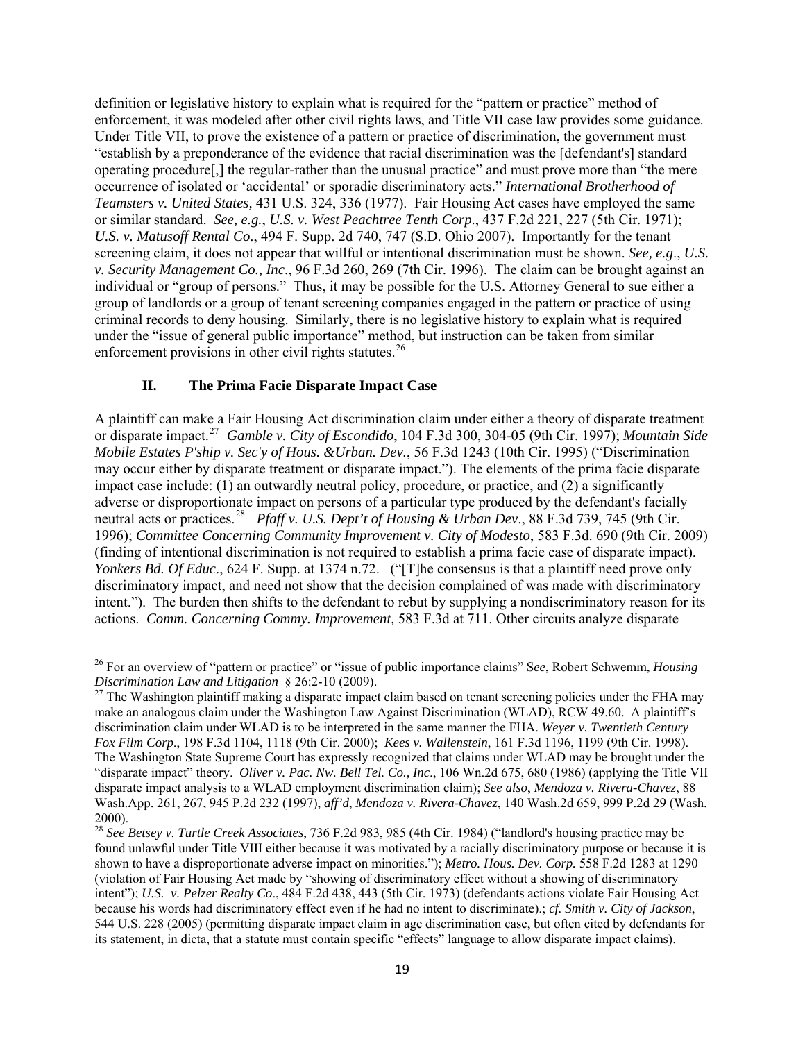definition or legislative history to explain what is required for the "pattern or practice" method of enforcement, it was modeled after other civil rights laws, and Title VII case law provides some guidance. Under Title VII, to prove the existence of a pattern or practice of discrimination, the government must "establish by a preponderance of the evidence that racial discrimination was the [defendant's] standard operating procedure[,] the regular-rather than the unusual practice" and must prove more than "the mere occurrence of isolated or 'accidental' or sporadic discriminatory acts." *International Brotherhood of Teamsters v. United States,* 431 U.S. 324, 336 (1977). Fair Housing Act cases have employed the same or similar standard. *See, e.g.*, *U.S. v. West Peachtree Tenth Corp*., 437 F.2d 221, 227 (5th Cir. 1971); *U.S. v. Matusoff Rental Co*., 494 F. Supp. 2d 740, 747 (S.D. Ohio 2007). Importantly for the tenant screening claim, it does not appear that willful or intentional discrimination must be shown. *See, e.g*., *U.S. v. Security Management Co., Inc*., 96 F.3d 260, 269 (7th Cir. 1996). The claim can be brought against an individual or "group of persons." Thus, it may be possible for the U.S. Attorney General to sue either a group of landlords or a group of tenant screening companies engaged in the pattern or practice of using criminal records to deny housing. Similarly, there is no legislative history to explain what is required under the "issue of general public importance" method, but instruction can be taken from similar enforcement provisions in other civil rights statutes.[26]

### II. The Prima Facie Disparate Impact Case

A plaintiff can make a Fair Housing Act discrimination claim under either a theory of disparate treatment or disparate impact.[27] *Gamble v. City of Escondido*, 104 F.3d 300, 304-05 (9th Cir. 1997); *Mountain Side Mobile Estates P'ship v. Sec'y of Hous. &Urban. Dev.*, 56 F.3d 1243 (10th Cir. 1995) ("Discrimination may occur either by disparate treatment or disparate impact."). The elements of the prima facie disparate impact case include: (1) an outwardly neutral policy, procedure, or practice, and (2) a significantly adverse or disproportionate impact on persons of a particular type produced by the defendant's facially neutral acts or practices.[28] *Pfaff v. U.S. Dept't of Housing & Urban Dev*., 88 F.3d 739, 745 (9th Cir. 1996); *Committee Concerning Community Improvement v. City of Modesto*, 583 F.3d. 690 (9th Cir. 2009) (finding of intentional discrimination is not required to establish a prima facie case of disparate impact). *Yonkers Bd. Of Educ*., 624 F. Supp. at 1374 n.72. ("[T]he consensus is that a plaintiff need prove only discriminatory impact, and need not show that the decision complained of was made with discriminatory intent."). The burden then shifts to the defendant to rebut by supplying a nondiscriminatory reason for its actions. *Comm. Concerning Commy. Improvement,* 583 F.3d at 711. Other circuits analyze disparate

---

[26] For an overview of "pattern or practice" or "issue of public importance claims" S*ee*, Robert Schwemm, *Housing Discrimination Law and Litigation* § 26:2-10 (2009).

[27] The Washington plaintiff making a disparate impact claim based on tenant screening policies under the FHA may make an analogous claim under the Washington Law Against Discrimination (WLAD), RCW 49.60. A plaintiff's discrimination claim under WLAD is to be interpreted in the same manner the FHA. *Weyer v. Twentieth Century Fox Film Corp*., 198 F.3d 1104, 1118 (9th Cir. 2000); *Kees v. Wallenstein*, 161 F.3d 1196, 1199 (9th Cir. 1998). The Washington State Supreme Court has expressly recognized that claims under WLAD may be brought under the "disparate impact" theory. *Oliver v. Pac. Nw. Bell Tel. Co., Inc*., 106 Wn.2d 675, 680 (1986) (applying the Title VII disparate impact analysis to a WLAD employment discrimination claim); *See also*, *Mendoza v. Rivera-Chavez*, 88 Wash.App. 261, 267, 945 P.2d 232 (1997), *aff'd*, *Mendoza v. Rivera-Chavez*, 140 Wash.2d 659, 999 P.2d 29 (Wash. 2000).

[28] *See Betsey v. Turtle Creek Associates*, 736 F.2d 983, 985 (4th Cir. 1984) ("landlord's housing practice may be found unlawful under Title VIII either because it was motivated by a racially discriminatory purpose or because it is shown to have a disproportionate adverse impact on minorities."); *Metro. Hous. Dev. Corp.* 558 F.2d 1283 at 1290 (violation of Fair Housing Act made by "showing of discriminatory effect without a showing of discriminatory intent"); *U.S. v. Pelzer Realty Co*., 484 F.2d 438, 443 (5th Cir. 1973) (defendants actions violate Fair Housing Act because his words had discriminatory effect even if he had no intent to discriminate).; *cf. Smith v. City of Jackson*, 544 U.S. 228 (2005) (permitting disparate impact claim in age discrimination case, but often cited by defendants for its statement, in dicta, that a statute must contain specific "effects" language to allow disparate impact claims).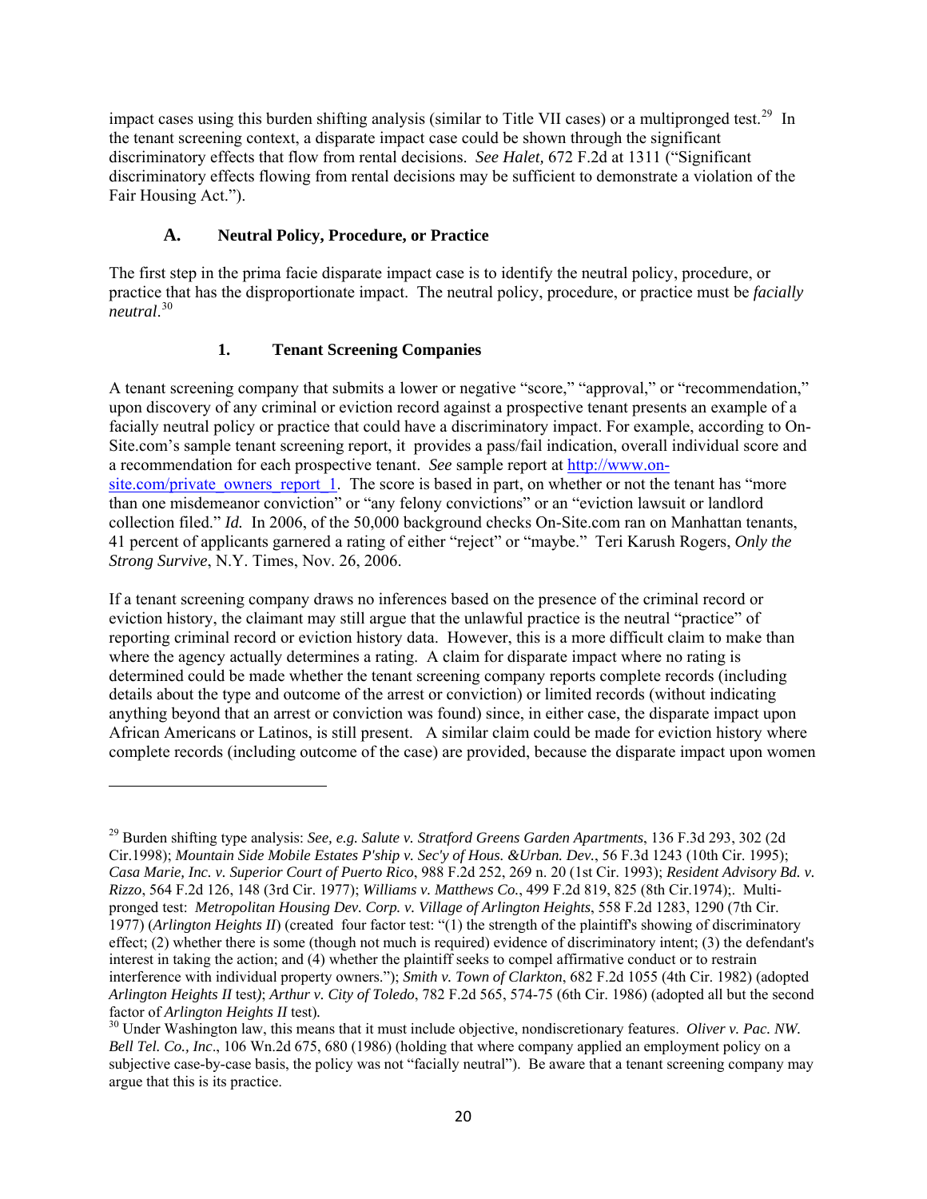impact cases using this burden shifting analysis (similar to Title VII cases) or a multipronged test.[29] In the tenant screening context, a disparate impact case could be shown through the significant discriminatory effects that flow from rental decisions. *See Halet,* 672 F.2d at 1311 ("Significant discriminatory effects flowing from rental decisions may be sufficient to demonstrate a violation of the Fair Housing Act.").

## A. Neutral Policy, Procedure, or Practice

The first step in the prima facie disparate impact case is to identify the neutral policy, procedure, or practice that has the disproportionate impact. The neutral policy, procedure, or practice must be *facially neutral*.[30]

### 1. Tenant Screening Companies

A tenant screening company that submits a lower or negative "score," "approval," or "recommendation," upon discovery of any criminal or eviction record against a prospective tenant presents an example of a facially neutral policy or practice that could have a discriminatory impact. For example, according to On-Site.com's sample tenant screening report, it provides a pass/fail indication, overall individual score and a recommendation for each prospective tenant. *See* sample report at [http://www.on-site.com/private_owners_report_1](http://www.on-site.com/private_owners_report_1). The score is based in part, on whether or not the tenant has "more than one misdemeanor conviction" or "any felony convictions" or an "eviction lawsuit or landlord collection filed." *Id.* In 2006, of the 50,000 background checks On-Site.com ran on Manhattan tenants, 41 percent of applicants garnered a rating of either "reject" or "maybe." Teri Karush Rogers, *Only the Strong Survive*, N.Y. Times, Nov. 26, 2006.

If a tenant screening company draws no inferences based on the presence of the criminal record or eviction history, the claimant may still argue that the unlawful practice is the neutral "practice" of reporting criminal record or eviction history data. However, this is a more difficult claim to make than where the agency actually determines a rating. A claim for disparate impact where no rating is determined could be made whether the tenant screening company reports complete records (including details about the type and outcome of the arrest or conviction) or limited records (without indicating anything beyond that an arrest or conviction was found) since, in either case, the disparate impact upon African Americans or Latinos, is still present. A similar claim could be made for eviction history where complete records (including outcome of the case) are provided, because the disparate impact upon women

---

[29] Burden shifting type analysis: *See, e.g. Salute v. Stratford Greens Garden Apartments*, 136 F.3d 293, 302 (2d Cir.1998); *Mountain Side Mobile Estates P'ship v. Sec'y of Hous. &Urban. Dev.*, 56 F.3d 1243 (10th Cir. 1995); *Casa Marie, Inc. v. Superior Court of Puerto Rico*, 988 F.2d 252, 269 n. 20 (1st Cir. 1993); *Resident Advisory Bd. v. Rizzo*, 564 F.2d 126, 148 (3rd Cir. 1977); *Williams v. Matthews Co.*, 499 F.2d 819, 825 (8th Cir.1974);. Multi-pronged test: *Metropolitan Housing Dev. Corp. v. Village of Arlington Heights*, 558 F.2d 1283, 1290 (7th Cir. 1977) (*Arlington Heights II*) (created four factor test: "(1) the strength of the plaintiff's showing of discriminatory effect; (2) whether there is some (though not much is required) evidence of discriminatory intent; (3) the defendant's interest in taking the action; and (4) whether the plaintiff seeks to compel affirmative conduct or to restrain interference with individual property owners."); *Smith v. Town of Clarkton*, 682 F.2d 1055 (4th Cir. 1982) (adopted *Arlington Heights II* test); *Arthur v. City of Toledo*, 782 F.2d 565, 574-75 (6th Cir. 1986) (adopted all but the second factor of *Arlington Heights II* test).

[30] Under Washington law, this means that it must include objective, nondiscretionary features. *Oliver v. Pac. NW. Bell Tel. Co., Inc*., 106 Wn.2d 675, 680 (1986) (holding that where company applied an employment policy on a subjective case-by-case basis, the policy was not "facially neutral"). Be aware that a tenant screening company may argue that this is its practice.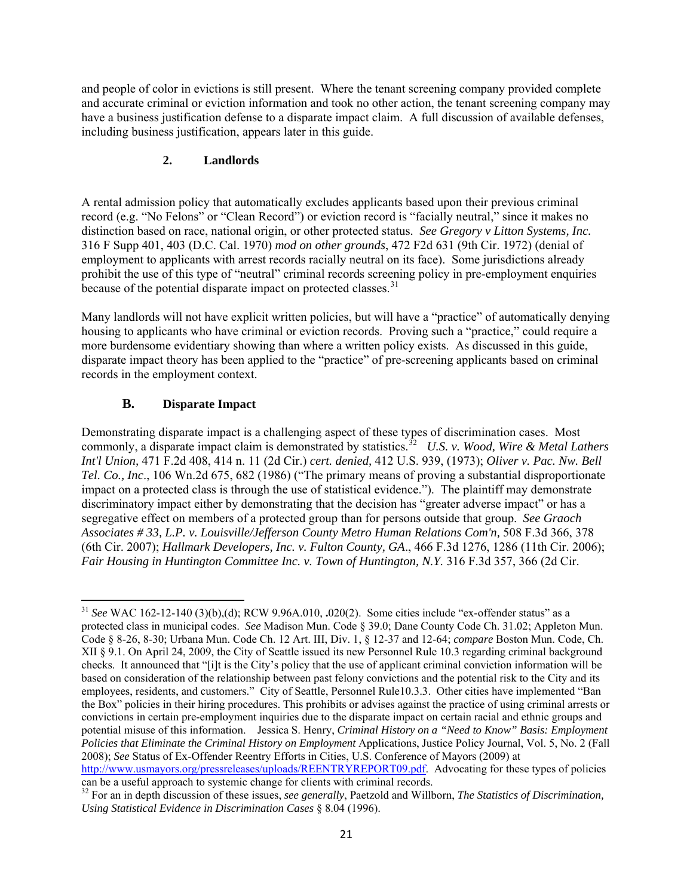and people of color in evictions is still present. Where the tenant screening company provided complete and accurate criminal or eviction information and took no other action, the tenant screening company may have a business justification defense to a disparate impact claim. A full discussion of available defenses, including business justification, appears later in this guide.

#### 2. Landlords

A rental admission policy that automatically excludes applicants based upon their previous criminal record (e.g. "No Felons" or "Clean Record") or eviction record is "facially neutral," since it makes no distinction based on race, national origin, or other protected status. *See Gregory v Litton Systems, Inc.* 316 F Supp 401, 403 (D.C. Cal. 1970) *mod on other grounds*, 472 F2d 631 (9th Cir. 1972) (denial of employment to applicants with arrest records racially neutral on its face). Some jurisdictions already prohibit the use of this type of "neutral" criminal records screening policy in pre-employment enquiries because of the potential disparate impact on protected classes.[31]

Many landlords will not have explicit written policies, but will have a "practice" of automatically denying housing to applicants who have criminal or eviction records. Proving such a "practice," could require a more burdensome evidentiary showing than where a written policy exists. As discussed in this guide, disparate impact theory has been applied to the "practice" of pre-screening applicants based on criminal records in the employment context.

### B. Disparate Impact

Demonstrating disparate impact is a challenging aspect of these types of discrimination cases. Most commonly, a disparate impact claim is demonstrated by statistics.[32] *U.S. v. Wood, Wire & Metal Lathers Int'l Union,* 471 F.2d 408, 414 n. 11 (2d Cir.) *cert. denied,* 412 U.S. 939, (1973); *Oliver v. Pac. Nw. Bell Tel. Co., Inc*., 106 Wn.2d 675, 682 (1986) ("The primary means of proving a substantial disproportionate impact on a protected class is through the use of statistical evidence."). The plaintiff may demonstrate discriminatory impact either by demonstrating that the decision has "greater adverse impact" or has a segregative effect on members of a protected group than for persons outside that group. *See Graoch Associates # 33, L.P. v. Louisville/Jefferson County Metro Human Relations Com'n,* 508 F.3d 366, 378 (6th Cir. 2007); *Hallmark Developers, Inc. v. Fulton County, GA*., 466 F.3d 1276, 1286 (11th Cir. 2006); *Fair Housing in Huntington Committee Inc. v. Town of Huntington, N.Y.* 316 F.3d 357, 366 (2d Cir.

---

[31] *See* WAC 162-12-140 (3)(b),(d); RCW 9.96A.010, **.**020(2). Some cities include "ex-offender status" as a protected class in municipal codes. *See* Madison Mun. Code § 39.0; Dane County Code Ch. 31.02; Appleton Mun. Code § 8-26, 8-30; Urbana Mun. Code Ch. 12 Art. III, Div. 1, § 12-37 and 12-64; *compare* Boston Mun. Code, Ch. XII § 9.1. On April 24, 2009, the City of Seattle issued its new Personnel Rule 10.3 regarding criminal background checks. It announced that "[i]t is the City's policy that the use of applicant criminal conviction information will be based on consideration of the relationship between past felony convictions and the potential risk to the City and its employees, residents, and customers." City of Seattle, Personnel Rule10.3.3. Other cities have implemented "Ban the Box" policies in their hiring procedures. This prohibits or advises against the practice of using criminal arrests or convictions in certain pre-employment inquiries due to the disparate impact on certain racial and ethnic groups and potential misuse of this information. Jessica S. Henry, *Criminal History on a "Need to Know" Basis: Employment Policies that Eliminate the Criminal History on Employment* Applications, Justice Policy Journal, Vol. 5, No. 2 (Fall 2008); *See* Status of Ex-Offender Reentry Efforts in Cities, U.S. Conference of Mayors (2009) at http://www.usmayors.org/pressreleases/uploads/REENTRYREPORT09.pdf. Advocating for these types of policies can be a useful approach to systemic change for clients with criminal records.

[32] For an in depth discussion of these issues, *see generally*, Paetzold and Willborn, *The Statistics of Discrimination, Using Statistical Evidence in Discrimination Cases* § 8.04 (1996).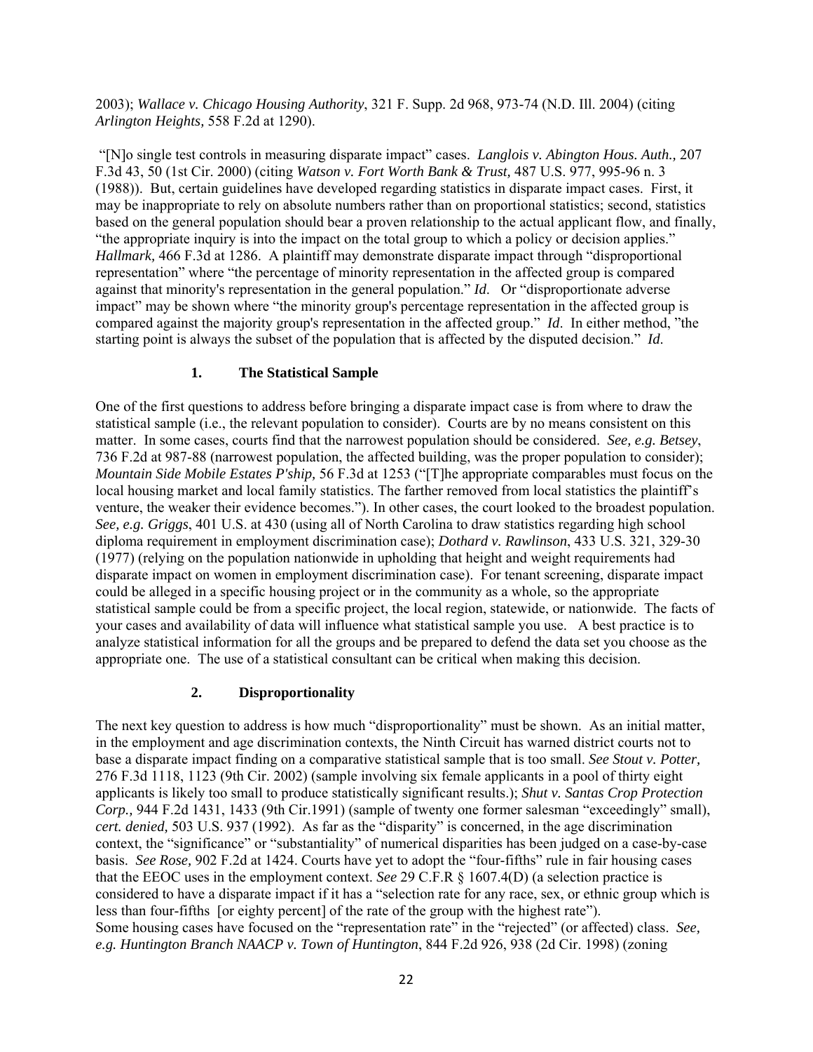2003); *Wallace v. Chicago Housing Authority*, 321 F. Supp. 2d 968, 973-74 (N.D. Ill. 2004) (citing *Arlington Heights,* 558 F.2d at 1290).

"[N]o single test controls in measuring disparate impact" cases. *Langlois v. Abington Hous. Auth.,* 207 F.3d 43, 50 (1st Cir. 2000) (citing *Watson v. Fort Worth Bank & Trust,* 487 U.S. 977, 995-96 n. 3 (1988)). But, certain guidelines have developed regarding statistics in disparate impact cases. First, it may be inappropriate to rely on absolute numbers rather than on proportional statistics; second, statistics based on the general population should bear a proven relationship to the actual applicant flow, and finally, "the appropriate inquiry is into the impact on the total group to which a policy or decision applies." *Hallmark,* 466 F.3d at 1286. A plaintiff may demonstrate disparate impact through "disproportional representation" where "the percentage of minority representation in the affected group is compared against that minority's representation in the general population." *Id*. Or "disproportionate adverse impact" may be shown where "the minority group's percentage representation in the affected group is compared against the majority group's representation in the affected group." *Id*. In either method, "the starting point is always the subset of the population that is affected by the disputed decision." *Id*.

### 1. The Statistical Sample

One of the first questions to address before bringing a disparate impact case is from where to draw the statistical sample (i.e., the relevant population to consider). Courts are by no means consistent on this matter. In some cases, courts find that the narrowest population should be considered. *See, e.g. Betsey*, 736 F.2d at 987-88 (narrowest population, the affected building, was the proper population to consider); *Mountain Side Mobile Estates P'ship,* 56 F.3d at 1253 ("[T]he appropriate comparables must focus on the local housing market and local family statistics. The farther removed from local statistics the plaintiff's venture, the weaker their evidence becomes."). In other cases, the court looked to the broadest population. *See, e.g. Griggs*, 401 U.S. at 430 (using all of North Carolina to draw statistics regarding high school diploma requirement in employment discrimination case); *Dothard v. Rawlinson*, 433 U.S. 321, 329-30 (1977) (relying on the population nationwide in upholding that height and weight requirements had disparate impact on women in employment discrimination case). For tenant screening, disparate impact could be alleged in a specific housing project or in the community as a whole, so the appropriate statistical sample could be from a specific project, the local region, statewide, or nationwide. The facts of your cases and availability of data will influence what statistical sample you use. A best practice is to analyze statistical information for all the groups and be prepared to defend the data set you choose as the appropriate one. The use of a statistical consultant can be critical when making this decision.

### 2. Disproportionality

The next key question to address is how much "disproportionality" must be shown. As an initial matter, in the employment and age discrimination contexts, the Ninth Circuit has warned district courts not to base a disparate impact finding on a comparative statistical sample that is too small. *See Stout v. Potter,* 276 F.3d 1118, 1123 (9th Cir. 2002) (sample involving six female applicants in a pool of thirty eight applicants is likely too small to produce statistically significant results.); *Shut v. Santas Crop Protection Corp.,* 944 F.2d 1431, 1433 (9th Cir.1991) (sample of twenty one former salesman "exceedingly" small), *cert. denied,* 503 U.S. 937 (1992). As far as the "disparity" is concerned, in the age discrimination context, the "significance" or "substantiality" of numerical disparities has been judged on a case-by-case basis. *See Rose,* 902 F.2d at 1424. Courts have yet to adopt the "four-fifths" rule in fair housing cases that the EEOC uses in the employment context. *See* 29 C.F.R § 1607.4(D) (a selection practice is considered to have a disparate impact if it has a "selection rate for any race, sex, or ethnic group which is less than four-fifths [or eighty percent] of the rate of the group with the highest rate").
Some housing cases have focused on the "representation rate" in the "rejected" (or affected) class. *See, e.g. Huntington Branch NAACP v. Town of Huntington*, 844 F.2d 926, 938 (2d Cir. 1998) (zoning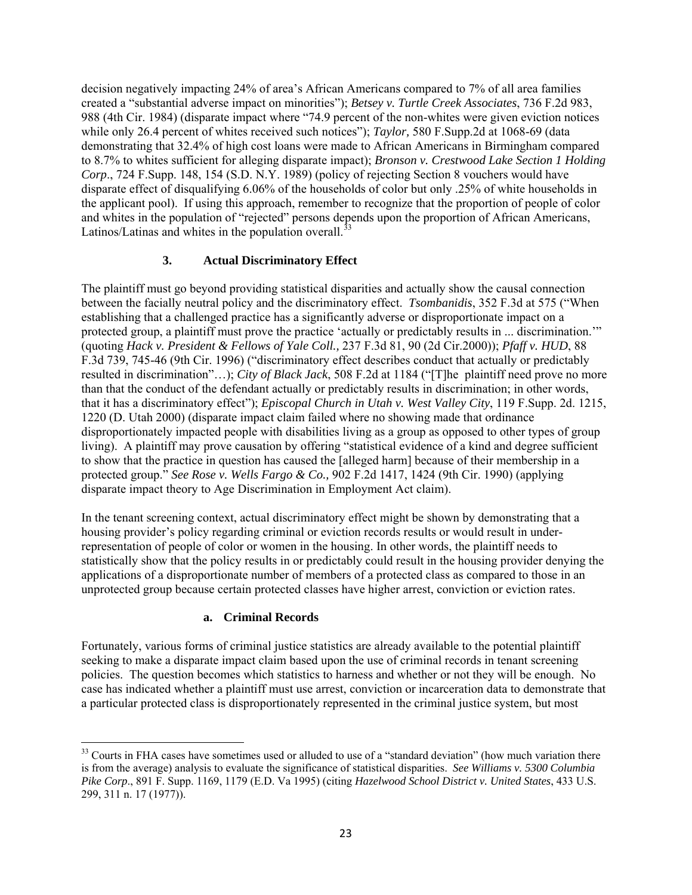decision negatively impacting 24% of area's African Americans compared to 7% of all area families created a "substantial adverse impact on minorities"); *Betsey v. Turtle Creek Associates*, 736 F.2d 983, 988 (4th Cir. 1984) (disparate impact where "74.9 percent of the non-whites were given eviction notices while only 26.4 percent of whites received such notices"); *Taylor,* 580 F.Supp.2d at 1068-69 (data demonstrating that 32.4% of high cost loans were made to African Americans in Birmingham compared to 8.7% to whites sufficient for alleging disparate impact); *Bronson v. Crestwood Lake Section 1 Holding Corp*., 724 F.Supp. 148, 154 (S.D. N.Y. 1989) (policy of rejecting Section 8 vouchers would have disparate effect of disqualifying 6.06% of the households of color but only .25% of white households in the applicant pool). If using this approach, remember to recognize that the proportion of people of color and whites in the population of "rejected" persons depends upon the proportion of African Americans, Latinos/Latinas and whites in the population overall.[33]

### 3. Actual Discriminatory Effect

The plaintiff must go beyond providing statistical disparities and actually show the causal connection between the facially neutral policy and the discriminatory effect. *Tsombanidis*, 352 F.3d at 575 ("When establishing that a challenged practice has a significantly adverse or disproportionate impact on a protected group, a plaintiff must prove the practice 'actually or predictably results in ... discrimination.'" (quoting *Hack v. President & Fellows of Yale Coll.,* 237 F.3d 81, 90 (2d Cir.2000)); *Pfaff v. HUD*, 88 F.3d 739, 745-46 (9th Cir. 1996) ("discriminatory effect describes conduct that actually or predictably resulted in discrimination"…); *City of Black Jack*, 508 F.2d at 1184 ("[T]he plaintiff need prove no more than that the conduct of the defendant actually or predictably results in discrimination; in other words, that it has a discriminatory effect"); *Episcopal Church in Utah v. West Valley City*, 119 F.Supp. 2d. 1215, 1220 (D. Utah 2000) (disparate impact claim failed where no showing made that ordinance disproportionately impacted people with disabilities living as a group as opposed to other types of group living). A plaintiff may prove causation by offering "statistical evidence of a kind and degree sufficient to show that the practice in question has caused the [alleged harm] because of their membership in a protected group." *See Rose v. Wells Fargo & Co.,* 902 F.2d 1417, 1424 (9th Cir. 1990) (applying disparate impact theory to Age Discrimination in Employment Act claim).

In the tenant screening context, actual discriminatory effect might be shown by demonstrating that a housing provider's policy regarding criminal or eviction records results or would result in under-representation of people of color or women in the housing. In other words, the plaintiff needs to statistically show that the policy results in or predictably could result in the housing provider denying the applications of a disproportionate number of members of a protected class as compared to those in an unprotected group because certain protected classes have higher arrest, conviction or eviction rates.

#### a. Criminal Records

Fortunately, various forms of criminal justice statistics are already available to the potential plaintiff seeking to make a disparate impact claim based upon the use of criminal records in tenant screening policies. The question becomes which statistics to harness and whether or not they will be enough. No case has indicated whether a plaintiff must use arrest, conviction or incarceration data to demonstrate that a particular protected class is disproportionately represented in the criminal justice system, but most

---

[33] Courts in FHA cases have sometimes used or alluded to use of a "standard deviation" (how much variation there is from the average) analysis to evaluate the significance of statistical disparities. *See Williams v. 5300 Columbia Pike Corp*., 891 F. Supp. 1169, 1179 (E.D. Va 1995) (citing *Hazelwood School District v. United States*, 433 U.S. 299, 311 n. 17 (1977)).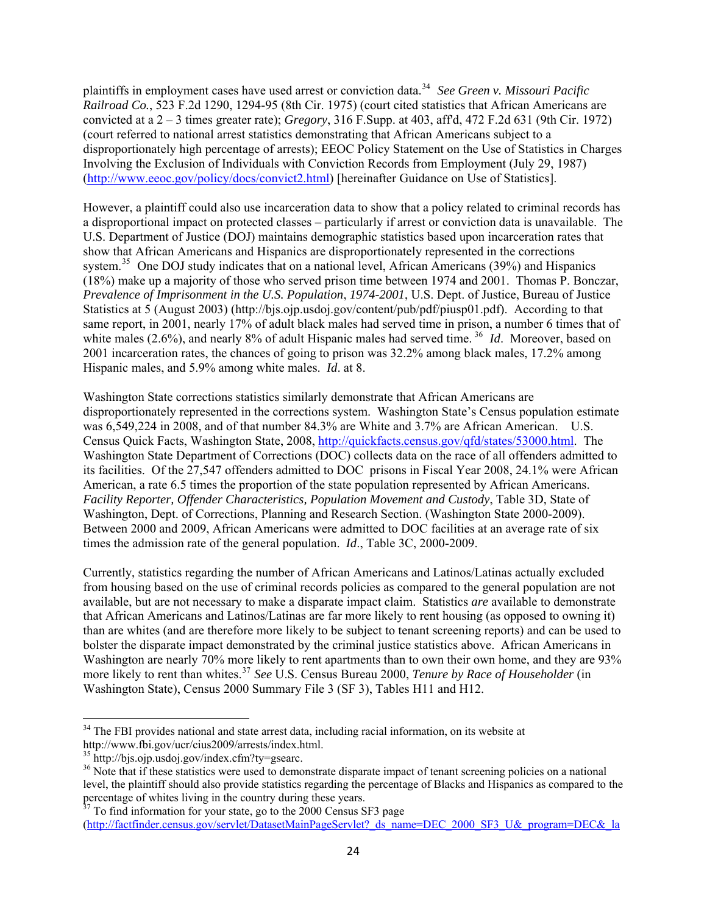plaintiffs in employment cases have used arrest or conviction data.[34] *See Green v. Missouri Pacific Railroad Co.*, 523 F.2d 1290, 1294-95 (8th Cir. 1975) (court cited statistics that African Americans are convicted at a 2 – 3 times greater rate); *Gregory*, 316 F.Supp. at 403, aff'd, 472 F.2d 631 (9th Cir. 1972) (court referred to national arrest statistics demonstrating that African Americans subject to a disproportionately high percentage of arrests); EEOC Policy Statement on the Use of Statistics in Charges Involving the Exclusion of Individuals with Conviction Records from Employment (July 29, 1987) (http://www.eeoc.gov/policy/docs/convict2.html) [hereinafter Guidance on Use of Statistics].

However, a plaintiff could also use incarceration data to show that a policy related to criminal records has a disproportional impact on protected classes – particularly if arrest or conviction data is unavailable. The U.S. Department of Justice (DOJ) maintains demographic statistics based upon incarceration rates that show that African Americans and Hispanics are disproportionately represented in the corrections system.[35] One DOJ study indicates that on a national level, African Americans (39%) and Hispanics (18%) make up a majority of those who served prison time between 1974 and 2001. Thomas P. Bonczar, *Prevalence of Imprisonment in the U.S. Population*, *1974-2001*, U.S. Dept. of Justice, Bureau of Justice Statistics at 5 (August 2003) (http://bjs.ojp.usdoj.gov/content/pub/pdf/piusp01.pdf). According to that same report, in 2001, nearly 17% of adult black males had served time in prison, a number 6 times that of white males (2.6%), and nearly 8% of adult Hispanic males had served time.[36] *Id*. Moreover, based on 2001 incarceration rates, the chances of going to prison was 32.2% among black males, 17.2% among Hispanic males, and 5.9% among white males. *Id*. at 8.

Washington State corrections statistics similarly demonstrate that African Americans are disproportionately represented in the corrections system. Washington State's Census population estimate was 6,549,224 in 2008, and of that number 84.3% are White and 3.7% are African American. U.S. Census Quick Facts, Washington State, 2008, http://quickfacts.census.gov/qfd/states/53000.html. The Washington State Department of Corrections (DOC) collects data on the race of all offenders admitted to its facilities. Of the 27,547 offenders admitted to DOC prisons in Fiscal Year 2008, 24.1% were African American, a rate 6.5 times the proportion of the state population represented by African Americans. *Facility Reporter, Offender Characteristics, Population Movement and Custody*, Table 3D, State of Washington, Dept. of Corrections, Planning and Research Section. (Washington State 2000-2009). Between 2000 and 2009, African Americans were admitted to DOC facilities at an average rate of six times the admission rate of the general population. *Id*., Table 3C, 2000-2009.

Currently, statistics regarding the number of African Americans and Latinos/Latinas actually excluded from housing based on the use of criminal records policies as compared to the general population are not available, but are not necessary to make a disparate impact claim. Statistics *are* available to demonstrate that African Americans and Latinos/Latinas are far more likely to rent housing (as opposed to owning it) than are whites (and are therefore more likely to be subject to tenant screening reports) and can be used to bolster the disparate impact demonstrated by the criminal justice statistics above. African Americans in Washington are nearly 70% more likely to rent apartments than to own their own home, and they are 93% more likely to rent than whites.[37] *See* U.S. Census Bureau 2000, *Tenure by Race of Householder* (in Washington State), Census 2000 Summary File 3 (SF 3), Tables H11 and H12.

---

[34] The FBI provides national and state arrest data, including racial information, on its website at http://www.fbi.gov/ucr/cius2009/arrests/index.html.

[35] http://bjs.ojp.usdoj.gov/index.cfm?ty=gsearc.

[36] Note that if these statistics were used to demonstrate disparate impact of tenant screening policies on a national level, the plaintiff should also provide statistics regarding the percentage of Blacks and Hispanics as compared to the percentage of whites living in the country during these years.

[37] To find information for your state, go to the 2000 Census SF3 page (http://factfinder.census.gov/servlet/DatasetMainPageServlet?_ds_name=DEC_2000_SF3_U&_program=DEC&_la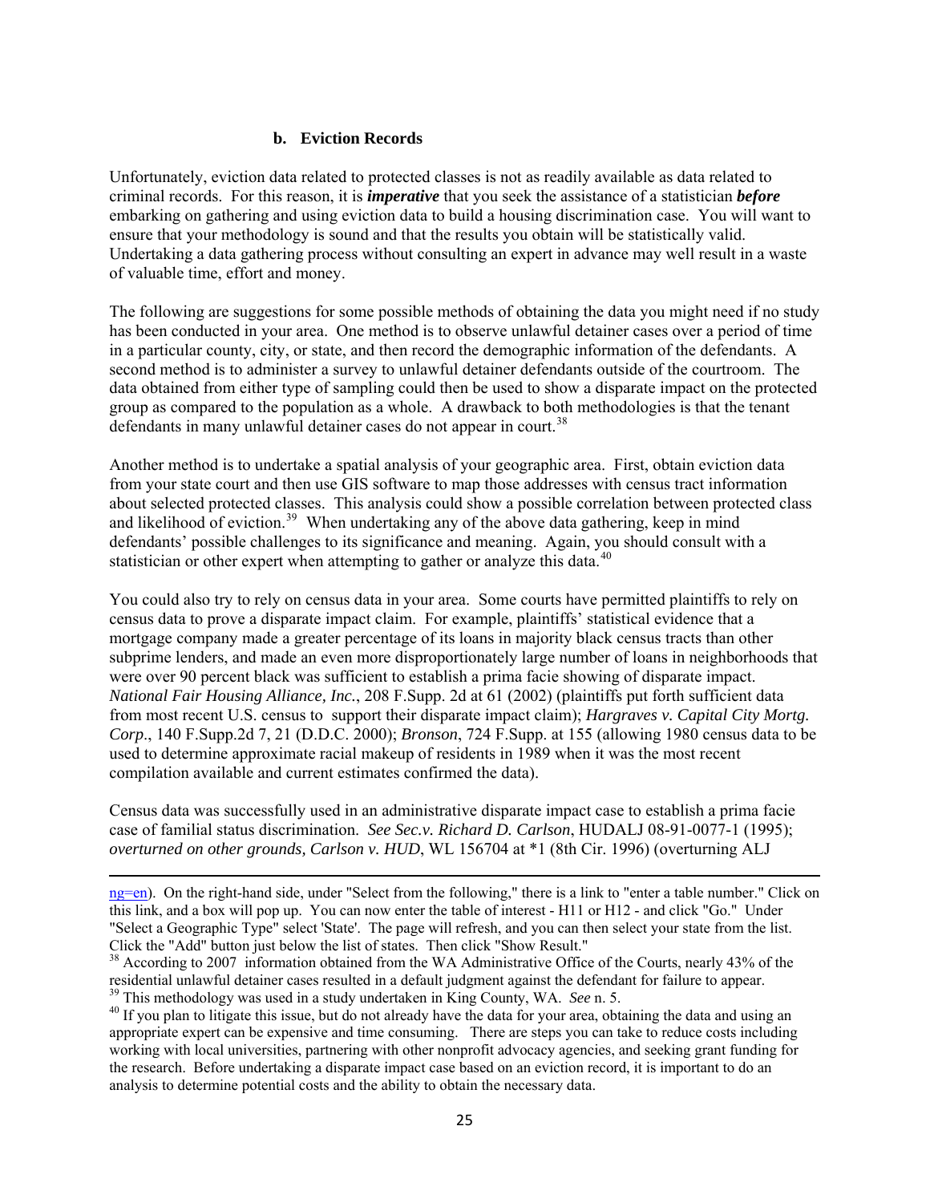### b. Eviction Records

Unfortunately, eviction data related to protected classes is not as readily available as data related to criminal records. For this reason, it is ***imperative*** that you seek the assistance of a statistician ***before*** embarking on gathering and using eviction data to build a housing discrimination case. You will want to ensure that your methodology is sound and that the results you obtain will be statistically valid. Undertaking a data gathering process without consulting an expert in advance may well result in a waste of valuable time, effort and money.

The following are suggestions for some possible methods of obtaining the data you might need if no study has been conducted in your area. One method is to observe unlawful detainer cases over a period of time in a particular county, city, or state, and then record the demographic information of the defendants. A second method is to administer a survey to unlawful detainer defendants outside of the courtroom. The data obtained from either type of sampling could then be used to show a disparate impact on the protected group as compared to the population as a whole. A drawback to both methodologies is that the tenant defendants in many unlawful detainer cases do not appear in court.[38]

Another method is to undertake a spatial analysis of your geographic area. First, obtain eviction data from your state court and then use GIS software to map those addresses with census tract information about selected protected classes. This analysis could show a possible correlation between protected class and likelihood of eviction.[39] When undertaking any of the above data gathering, keep in mind defendants' possible challenges to its significance and meaning. Again, you should consult with a statistician or other expert when attempting to gather or analyze this data.[40]

You could also try to rely on census data in your area. Some courts have permitted plaintiffs to rely on census data to prove a disparate impact claim. For example, plaintiffs' statistical evidence that a mortgage company made a greater percentage of its loans in majority black census tracts than other subprime lenders, and made an even more disproportionately large number of loans in neighborhoods that were over 90 percent black was sufficient to establish a prima facie showing of disparate impact. *National Fair Housing Alliance, Inc.*, 208 F.Supp. 2d at 61 (2002) (plaintiffs put forth sufficient data from most recent U.S. census to support their disparate impact claim); *Hargraves v. Capital City Mortg. Corp*., 140 F.Supp.2d 7, 21 (D.D.C. 2000); *Bronson*, 724 F.Supp. at 155 (allowing 1980 census data to be used to determine approximate racial makeup of residents in 1989 when it was the most recent compilation available and current estimates confirmed the data).

Census data was successfully used in an administrative disparate impact case to establish a prima facie case of familial status discrimination. *See Sec.v. Richard D. Carlson*, HUDALJ 08-91-0077-1 (1995); *overturned on other grounds, Carlson v. HUD*, WL 156704 at *1 (8th Cir. 1996) (overturning ALJ

---

ng=en). On the right-hand side, under "Select from the following," there is a link to "enter a table number." Click on this link, and a box will pop up. You can now enter the table of interest - H11 or H12 - and click "Go." Under "Select a Geographic Type" select 'State'. The page will refresh, and you can then select your state from the list. Click the "Add" button just below the list of states. Then click "Show Result."

[38] According to 2007 information obtained from the WA Administrative Office of the Courts, nearly 43% of the residential unlawful detainer cases resulted in a default judgment against the defendant for failure to appear.

[39] This methodology was used in a study undertaken in King County, WA. *See* n. 5.

[40] If you plan to litigate this issue, but do not already have the data for your area, obtaining the data and using an appropriate expert can be expensive and time consuming. There are steps you can take to reduce costs including working with local universities, partnering with other nonprofit advocacy agencies, and seeking grant funding for the research. Before undertaking a disparate impact case based on an eviction record, it is important to do an analysis to determine potential costs and the ability to obtain the necessary data.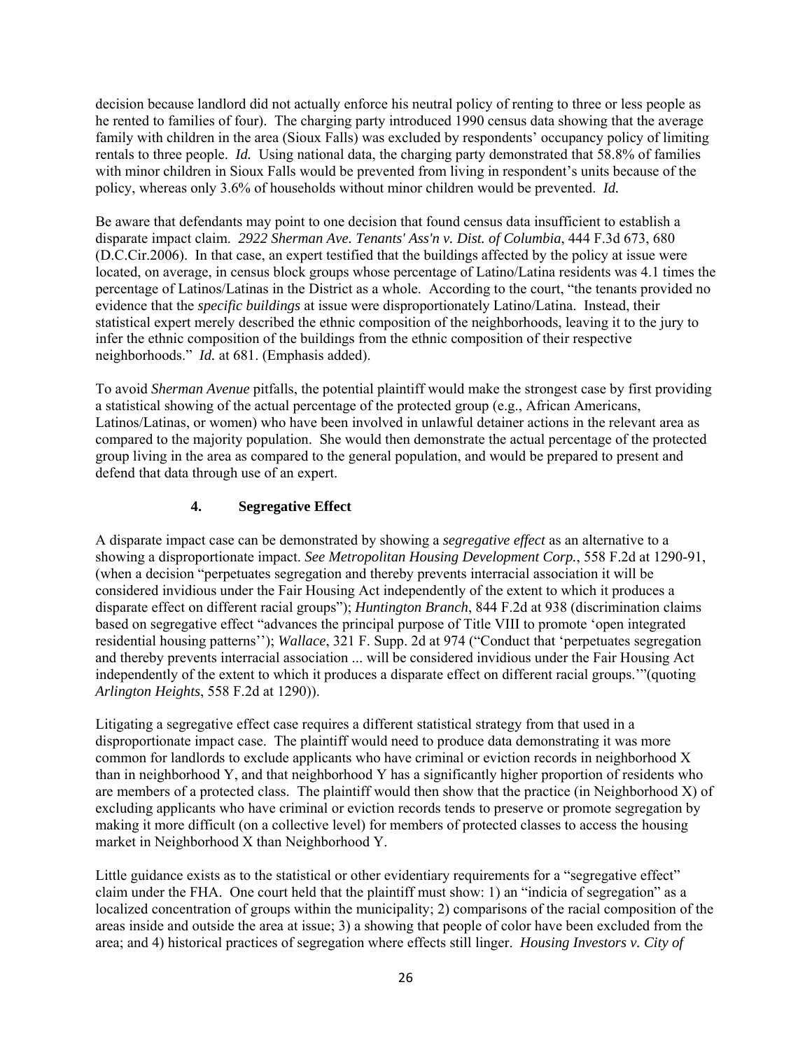decision because landlord did not actually enforce his neutral policy of renting to three or less people as he rented to families of four). The charging party introduced 1990 census data showing that the average family with children in the area (Sioux Falls) was excluded by respondents' occupancy policy of limiting rentals to three people. *Id.* Using national data, the charging party demonstrated that 58.8% of families with minor children in Sioux Falls would be prevented from living in respondent's units because of the policy, whereas only 3.6% of households without minor children would be prevented. *Id.*

Be aware that defendants may point to one decision that found census data insufficient to establish a disparate impact claim. *2922 Sherman Ave. Tenants' Ass'n v. Dist. of Columbia*, 444 F.3d 673, 680 (D.C.Cir.2006). In that case, an expert testified that the buildings affected by the policy at issue were located, on average, in census block groups whose percentage of Latino/Latina residents was 4.1 times the percentage of Latinos/Latinas in the District as a whole. According to the court, "the tenants provided no evidence that the *specific buildings* at issue were disproportionately Latino/Latina. Instead, their statistical expert merely described the ethnic composition of the neighborhoods, leaving it to the jury to infer the ethnic composition of the buildings from the ethnic composition of their respective neighborhoods." *Id.* at 681. (Emphasis added).

To avoid *Sherman Avenue* pitfalls, the potential plaintiff would make the strongest case by first providing a statistical showing of the actual percentage of the protected group (e.g., African Americans, Latinos/Latinas, or women) who have been involved in unlawful detainer actions in the relevant area as compared to the majority population. She would then demonstrate the actual percentage of the protected group living in the area as compared to the general population, and would be prepared to present and defend that data through use of an expert.

#### 4. Segregative Effect

A disparate impact case can be demonstrated by showing a *segregative effect* as an alternative to a showing a disproportionate impact. *See Metropolitan Housing Development Corp.*, 558 F.2d at 1290-91, (when a decision "perpetuates segregation and thereby prevents interracial association it will be considered invidious under the Fair Housing Act independently of the extent to which it produces a disparate effect on different racial groups"); *Huntington Branch*, 844 F.2d at 938 (discrimination claims based on segregative effect "advances the principal purpose of Title VIII to promote 'open integrated residential housing patterns''); *Wallace*, 321 F. Supp. 2d at 974 ("Conduct that 'perpetuates segregation and thereby prevents interracial association ... will be considered invidious under the Fair Housing Act independently of the extent to which it produces a disparate effect on different racial groups.'"(quoting *Arlington Heights*, 558 F.2d at 1290)).

Litigating a segregative effect case requires a different statistical strategy from that used in a disproportionate impact case. The plaintiff would need to produce data demonstrating it was more common for landlords to exclude applicants who have criminal or eviction records in neighborhood X than in neighborhood Y, and that neighborhood Y has a significantly higher proportion of residents who are members of a protected class. The plaintiff would then show that the practice (in Neighborhood X) of excluding applicants who have criminal or eviction records tends to preserve or promote segregation by making it more difficult (on a collective level) for members of protected classes to access the housing market in Neighborhood X than Neighborhood Y.

Little guidance exists as to the statistical or other evidentiary requirements for a "segregative effect" claim under the FHA. One court held that the plaintiff must show: 1) an "indicia of segregation" as a localized concentration of groups within the municipality; 2) comparisons of the racial composition of the areas inside and outside the area at issue; 3) a showing that people of color have been excluded from the area; and 4) historical practices of segregation where effects still linger. *Housing Investors v. City of*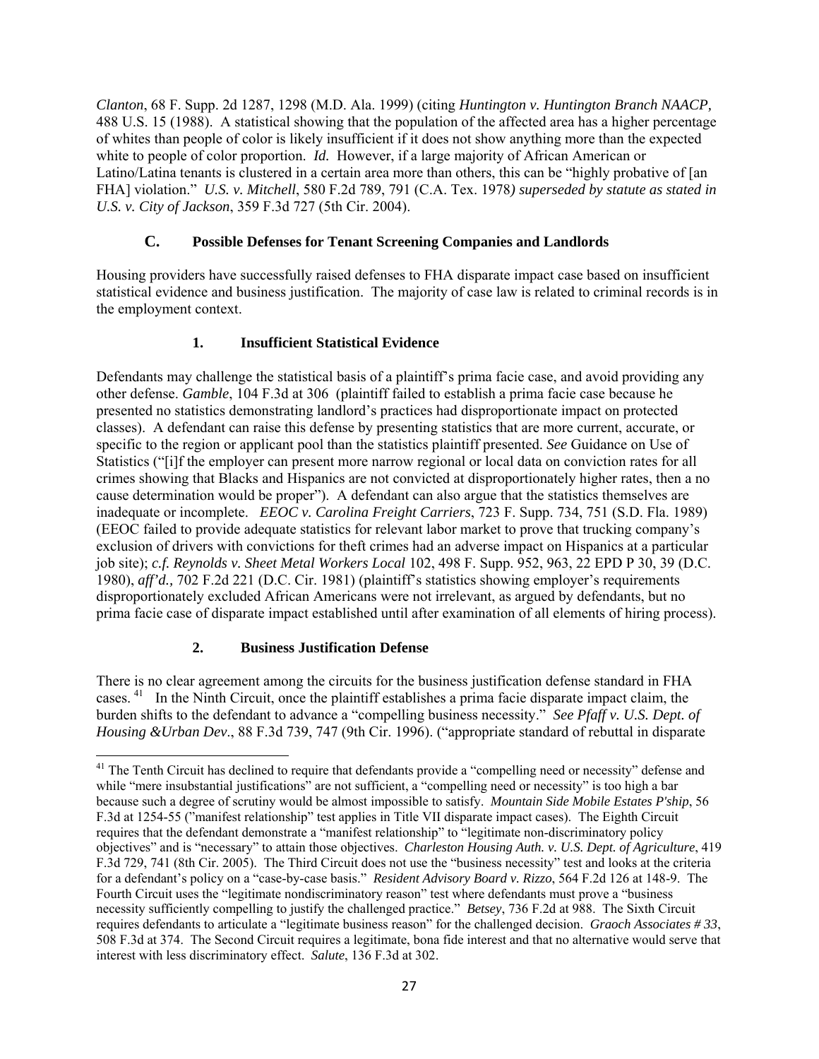*Clanton*, 68 F. Supp. 2d 1287, 1298 (M.D. Ala. 1999) (citing *Huntington v. Huntington Branch NAACP*, 488 U.S. 15 (1988). A statistical showing that the population of the affected area has a higher percentage of whites than people of color is likely insufficient if it does not show anything more than the expected white to people of color proportion. *Id.* However, if a large majority of African American or Latino/Latina tenants is clustered in a certain area more than others, this can be "highly probative of [an FHA] violation." *U.S. v. Mitchell*, 580 F.2d 789, 791 (C.A. Tex. 1978*) superseded by statute as stated in U.S. v. City of Jackson*, 359 F.3d 727 (5th Cir. 2004).

### C. Possible Defenses for Tenant Screening Companies and Landlords

Housing providers have successfully raised defenses to FHA disparate impact case based on insufficient statistical evidence and business justification. The majority of case law is related to criminal records is in the employment context.

#### 1. Insufficient Statistical Evidence

Defendants may challenge the statistical basis of a plaintiff's prima facie case, and avoid providing any other defense. *Gamble*, 104 F.3d at 306 (plaintiff failed to establish a prima facie case because he presented no statistics demonstrating landlord's practices had disproportionate impact on protected classes). A defendant can raise this defense by presenting statistics that are more current, accurate, or specific to the region or applicant pool than the statistics plaintiff presented. *See* Guidance on Use of Statistics ("[i]f the employer can present more narrow regional or local data on conviction rates for all crimes showing that Blacks and Hispanics are not convicted at disproportionately higher rates, then a no cause determination would be proper"). A defendant can also argue that the statistics themselves are inadequate or incomplete. *EEOC v. Carolina Freight Carriers*, 723 F. Supp. 734, 751 (S.D. Fla. 1989) (EEOC failed to provide adequate statistics for relevant labor market to prove that trucking company's exclusion of drivers with convictions for theft crimes had an adverse impact on Hispanics at a particular job site); *c.f. Reynolds v. Sheet Metal Workers Local* 102, 498 F. Supp. 952, 963, 22 EPD P 30, 39 (D.C. 1980), *aff'd.,* 702 F.2d 221 (D.C. Cir. 1981) (plaintiff's statistics showing employer's requirements disproportionately excluded African Americans were not irrelevant, as argued by defendants, but no prima facie case of disparate impact established until after examination of all elements of hiring process).

#### 2. Business Justification Defense

There is no clear agreement among the circuits for the business justification defense standard in FHA cases.[41] In the Ninth Circuit, once the plaintiff establishes a prima facie disparate impact claim, the burden shifts to the defendant to advance a "compelling business necessity." *See Pfaff v. U.S. Dept. of Housing &Urban Dev*., 88 F.3d 739, 747 (9th Cir. 1996). ("appropriate standard of rebuttal in disparate

---

[41] The Tenth Circuit has declined to require that defendants provide a "compelling need or necessity" defense and while "mere insubstantial justifications" are not sufficient, a "compelling need or necessity" is too high a bar because such a degree of scrutiny would be almost impossible to satisfy. *Mountain Side Mobile Estates P'ship*, 56 F.3d at 1254-55 ("manifest relationship" test applies in Title VII disparate impact cases). The Eighth Circuit requires that the defendant demonstrate a "manifest relationship" to "legitimate non-discriminatory policy objectives" and is "necessary" to attain those objectives. *Charleston Housing Auth. v. U.S. Dept. of Agriculture*, 419 F.3d 729, 741 (8th Cir. 2005). The Third Circuit does not use the "business necessity" test and looks at the criteria for a defendant's policy on a "case-by-case basis." *Resident Advisory Board v. Rizzo*, 564 F.2d 126 at 148-9. The Fourth Circuit uses the "legitimate nondiscriminatory reason" test where defendants must prove a "business necessity sufficiently compelling to justify the challenged practice." *Betsey*, 736 F.2d at 988. The Sixth Circuit requires defendants to articulate a "legitimate business reason" for the challenged decision. *Graoch Associates # 33*, 508 F.3d at 374. The Second Circuit requires a legitimate, bona fide interest and that no alternative would serve that interest with less discriminatory effect. *Salute*, 136 F.3d at 302.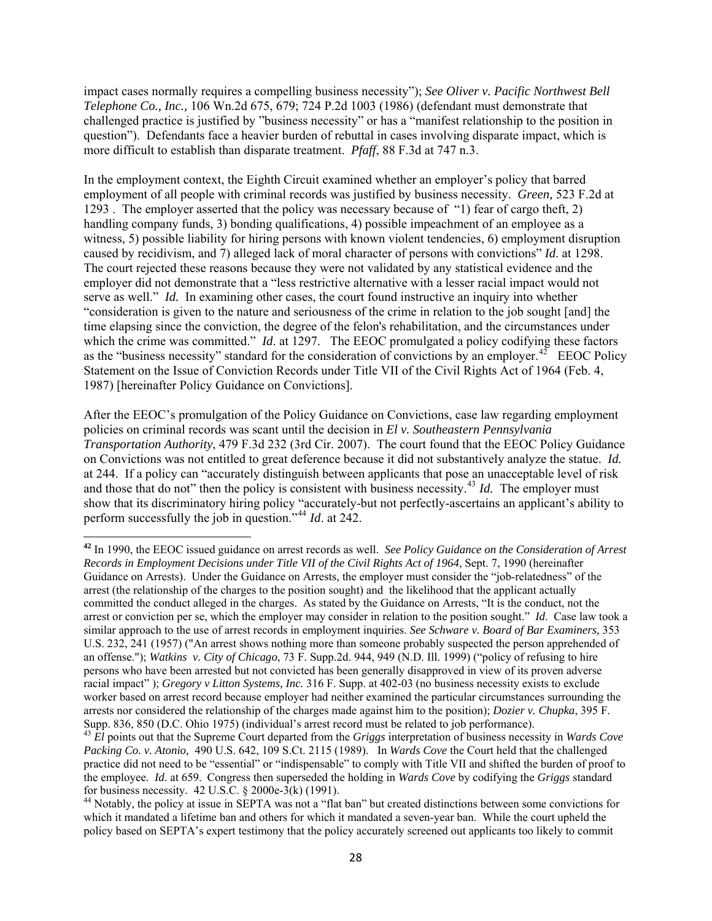impact cases normally requires a compelling business necessity"); *See Oliver v. Pacific Northwest Bell Telephone Co., Inc.,* 106 Wn.2d 675, 679; 724 P.2d 1003 (1986) (defendant must demonstrate that challenged practice is justified by "business necessity" or has a "manifest relationship to the position in question"). Defendants face a heavier burden of rebuttal in cases involving disparate impact, which is more difficult to establish than disparate treatment. *Pfaff*, 88 F.3d at 747 n.3.

In the employment context, the Eighth Circuit examined whether an employer's policy that barred employment of all people with criminal records was justified by business necessity. *Green,* 523 F.2d at 1293 . The employer asserted that the policy was necessary because of "1) fear of cargo theft, 2) handling company funds, 3) bonding qualifications, 4) possible impeachment of an employee as a witness, 5) possible liability for hiring persons with known violent tendencies, 6) employment disruption caused by recidivism, and 7) alleged lack of moral character of persons with convictions" *Id*. at 1298. The court rejected these reasons because they were not validated by any statistical evidence and the employer did not demonstrate that a "less restrictive alternative with a lesser racial impact would not serve as well." *Id.* In examining other cases, the court found instructive an inquiry into whether "consideration is given to the nature and seriousness of the crime in relation to the job sought [and] the time elapsing since the conviction, the degree of the felon's rehabilitation, and the circumstances under which the crime was committed." *Id*. at 1297. The EEOC promulgated a policy codifying these factors as the "business necessity" standard for the consideration of convictions by an employer.[42] EEOC Policy Statement on the Issue of Conviction Records under Title VII of the Civil Rights Act of 1964 (Feb. 4, 1987) [hereinafter Policy Guidance on Convictions].

After the EEOC's promulgation of the Policy Guidance on Convictions, case law regarding employment policies on criminal records was scant until the decision in *El v. Southeastern Pennsylvania Transportation Authority*, 479 F.3d 232 (3rd Cir. 2007). The court found that the EEOC Policy Guidance on Convictions was not entitled to great deference because it did not substantively analyze the statue. *Id.* at 244. If a policy can "accurately distinguish between applicants that pose an unacceptable level of risk and those that do not" then the policy is consistent with business necessity.[43] *Id.* The employer must show that its discriminatory hiring policy "accurately-but not perfectly-ascertains an applicant's ability to perform successfully the job in question."[44] *Id*. at 242.

---

[42] In 1990, the EEOC issued guidance on arrest records as well. *See Policy Guidance on the Consideration of Arrest Records in Employment Decisions under Title VII of the Civil Rights Act of 1964*, Sept. 7, 1990 (hereinafter Guidance on Arrests). Under the Guidance on Arrests, the employer must consider the "job-relatedness" of the arrest (the relationship of the charges to the position sought) and the likelihood that the applicant actually committed the conduct alleged in the charges. As stated by the Guidance on Arrests, "It is the conduct, not the arrest or conviction per se, which the employer may consider in relation to the position sought." *Id*. Case law took a similar approach to the use of arrest records in employment inquiries. *See Schware v. Board of Bar Examiners,* 353 U.S. 232, 241 (1957) ("An arrest shows nothing more than someone probably suspected the person apprehended of an offense."); *Watkins v. City of Chicago*, 73 F. Supp.2d. 944, 949 (N.D. Ill. 1999) ("policy of refusing to hire persons who have been arrested but not convicted has been generally disapproved in view of its proven adverse racial impact" ); *Gregory v Litton Systems, Inc.* 316 F. Supp. at 402-03 (no business necessity exists to exclude worker based on arrest record because employer had neither examined the particular circumstances surrounding the arrests nor considered the relationship of the charges made against him to the position); *Dozier v. Chupka*, 395 F. Supp. 836, 850 (D.C. Ohio 1975) (individual's arrest record must be related to job performance).

[43] *El* points out that the Supreme Court departed from the *Griggs* interpretation of business necessity in *Wards Cove Packing Co. v. Atonio,* 490 U.S. 642, 109 S.Ct. 2115 (1989). In *Wards Cove* the Court held that the challenged practice did not need to be "essential" or "indispensable" to comply with Title VII and shifted the burden of proof to the employee. *Id*. at 659. Congress then superseded the holding in *Wards Cove* by codifying the *Griggs* standard for business necessity. 42 U.S.C. § 2000e-3(k) (1991).

[44] Notably, the policy at issue in SEPTA was not a "flat ban" but created distinctions between some convictions for which it mandated a lifetime ban and others for which it mandated a seven-year ban. While the court upheld the policy based on SEPTA's expert testimony that the policy accurately screened out applicants too likely to commit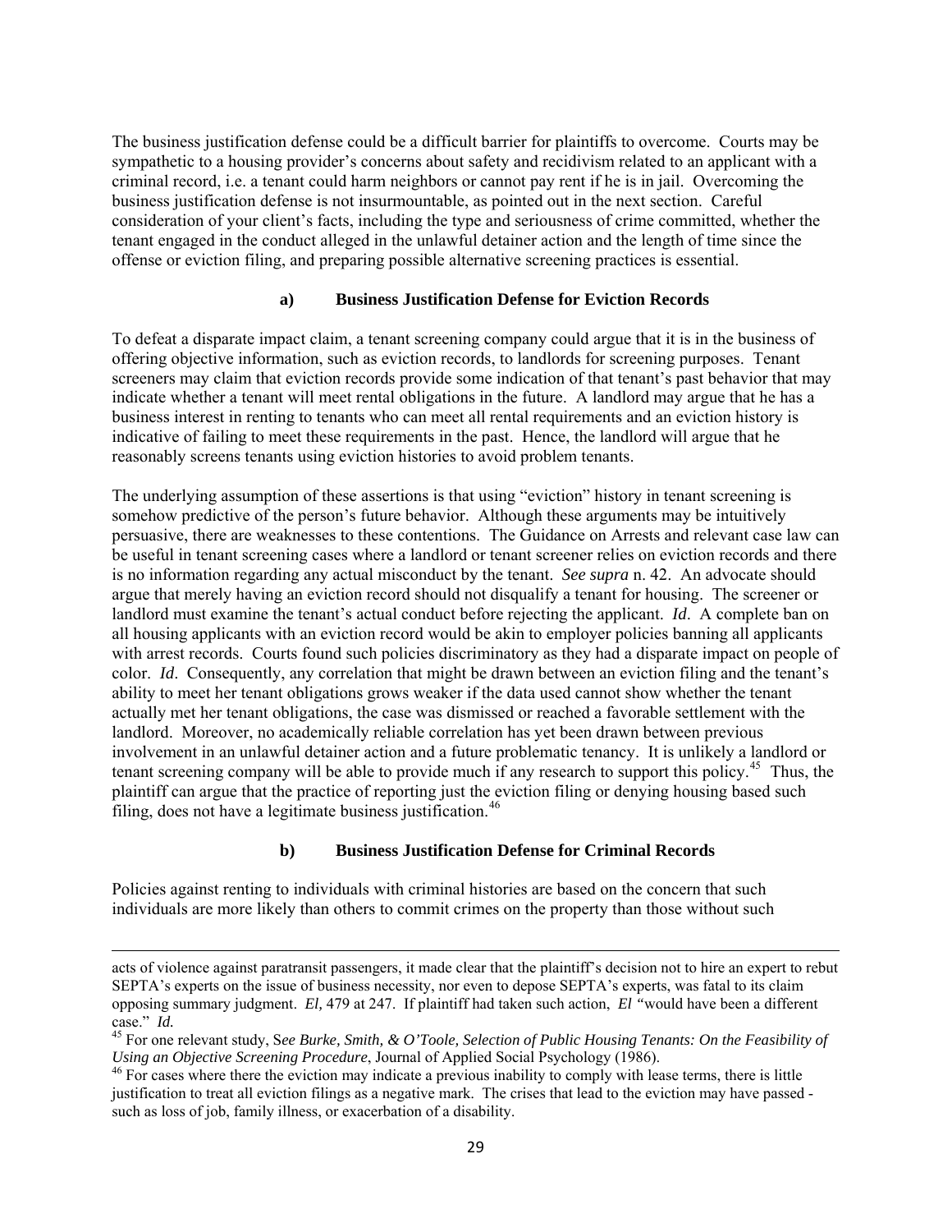The business justification defense could be a difficult barrier for plaintiffs to overcome. Courts may be sympathetic to a housing provider's concerns about safety and recidivism related to an applicant with a criminal record, i.e. a tenant could harm neighbors or cannot pay rent if he is in jail. Overcoming the business justification defense is not insurmountable, as pointed out in the next section. Careful consideration of your client's facts, including the type and seriousness of crime committed, whether the tenant engaged in the conduct alleged in the unlawful detainer action and the length of time since the offense or eviction filing, and preparing possible alternative screening practices is essential.

#### a) Business Justification Defense for Eviction Records

To defeat a disparate impact claim, a tenant screening company could argue that it is in the business of offering objective information, such as eviction records, to landlords for screening purposes. Tenant screeners may claim that eviction records provide some indication of that tenant's past behavior that may indicate whether a tenant will meet rental obligations in the future. A landlord may argue that he has a business interest in renting to tenants who can meet all rental requirements and an eviction history is indicative of failing to meet these requirements in the past. Hence, the landlord will argue that he reasonably screens tenants using eviction histories to avoid problem tenants.

The underlying assumption of these assertions is that using "eviction" history in tenant screening is somehow predictive of the person's future behavior. Although these arguments may be intuitively persuasive, there are weaknesses to these contentions. The Guidance on Arrests and relevant case law can be useful in tenant screening cases where a landlord or tenant screener relies on eviction records and there is no information regarding any actual misconduct by the tenant. *See supra* n. 42. An advocate should argue that merely having an eviction record should not disqualify a tenant for housing. The screener or landlord must examine the tenant's actual conduct before rejecting the applicant. *Id*. A complete ban on all housing applicants with an eviction record would be akin to employer policies banning all applicants with arrest records. Courts found such policies discriminatory as they had a disparate impact on people of color. *Id*. Consequently, any correlation that might be drawn between an eviction filing and the tenant's ability to meet her tenant obligations grows weaker if the data used cannot show whether the tenant actually met her tenant obligations, the case was dismissed or reached a favorable settlement with the landlord. Moreover, no academically reliable correlation has yet been drawn between previous involvement in an unlawful detainer action and a future problematic tenancy. It is unlikely a landlord or tenant screening company will be able to provide much if any research to support this policy.[45] Thus, the plaintiff can argue that the practice of reporting just the eviction filing or denying housing based such filing, does not have a legitimate business justification.[46]

#### b) Business Justification Defense for Criminal Records

Policies against renting to individuals with criminal histories are based on the concern that such individuals are more likely than others to commit crimes on the property than those without such

---

acts of violence against paratransit passengers, it made clear that the plaintiff's decision not to hire an expert to rebut SEPTA's experts on the issue of business necessity, nor even to depose SEPTA's experts, was fatal to its claim opposing summary judgment. *El,* 479 at 247. If plaintiff had taken such action, *El* "would have been a different case." *Id.*

[45] For one relevant study, S*ee Burke, Smith, & O'Toole, Selection of Public Housing Tenants: On the Feasibility of Using an Objective Screening Procedure*, Journal of Applied Social Psychology (1986).

[46] For cases where there the eviction may indicate a previous inability to comply with lease terms, there is little justification to treat all eviction filings as a negative mark. The crises that lead to the eviction may have passed - such as loss of job, family illness, or exacerbation of a disability.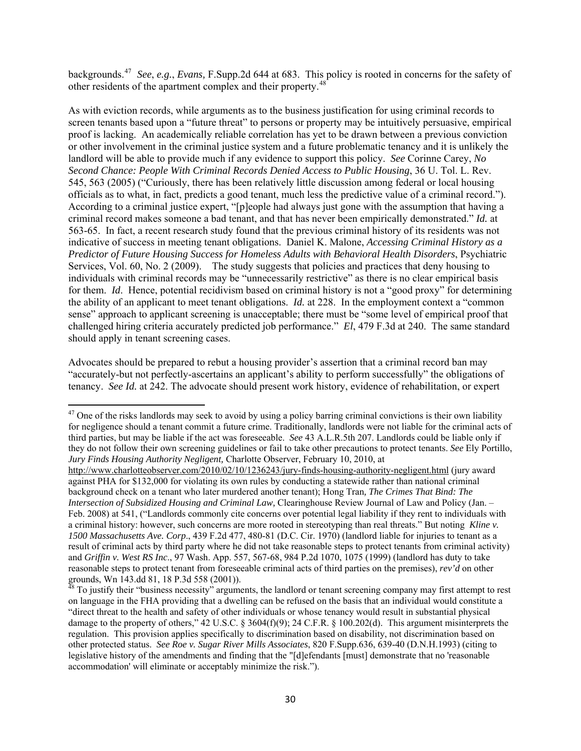backgrounds.[47] *See*, *e.g.*, *Evans,* F.Supp.2d 644 at 683. This policy is rooted in concerns for the safety of other residents of the apartment complex and their property.[48]

As with eviction records, while arguments as to the business justification for using criminal records to screen tenants based upon a "future threat" to persons or property may be intuitively persuasive, empirical proof is lacking. An academically reliable correlation has yet to be drawn between a previous conviction or other involvement in the criminal justice system and a future problematic tenancy and it is unlikely the landlord will be able to provide much if any evidence to support this policy. *See* Corinne Carey, *No Second Chance: People With Criminal Records Denied Access to Public Housing*, 36 U. Tol. L. Rev. 545, 563 (2005) ("Curiously, there has been relatively little discussion among federal or local housing officials as to what, in fact, predicts a good tenant, much less the predictive value of a criminal record."). According to a criminal justice expert, "[p]eople had always just gone with the assumption that having a criminal record makes someone a bad tenant, and that has never been empirically demonstrated." *Id.* at 563-65. In fact, a recent research study found that the previous criminal history of its residents was not indicative of success in meeting tenant obligations. Daniel K. Malone, *Accessing Criminal History as a Predictor of Future Housing Success for Homeless Adults with Behavioral Health Disorders*, Psychiatric Services, Vol. 60, No. 2 (2009). The study suggests that policies and practices that deny housing to individuals with criminal records may be "unnecessarily restrictive" as there is no clear empirical basis for them. *Id*. Hence, potential recidivism based on criminal history is not a "good proxy" for determining the ability of an applicant to meet tenant obligations. *Id.* at 228. In the employment context a "common sense" approach to applicant screening is unacceptable; there must be "some level of empirical proof that challenged hiring criteria accurately predicted job performance." *El*, 479 F.3d at 240. The same standard should apply in tenant screening cases.

Advocates should be prepared to rebut a housing provider's assertion that a criminal record ban may "accurately-but not perfectly-ascertains an applicant's ability to perform successfully" the obligations of tenancy. *See Id.* at 242. The advocate should present work history, evidence of rehabilitation, or expert

---

[47] One of the risks landlords may seek to avoid by using a policy barring criminal convictions is their own liability for negligence should a tenant commit a future crime. Traditionally, landlords were not liable for the criminal acts of third parties, but may be liable if the act was foreseeable. *See* 43 A.L.R.5th 207. Landlords could be liable only if they do not follow their own screening guidelines or fail to take other precautions to protect tenants. *See* Ely Portillo, *Jury Finds Housing Authority Negligent,* Charlotte Observer, February 10, 2010, at http://www.charlotteobserver.com/2010/02/10/1236243/jury-finds-housing-authority-negligent.html (jury award against PHA for $132,000 for violating its own rules by conducting a statewide rather than national criminal background check on a tenant who later murdered another tenant); Hong Tran*, The Crimes That Bind: The Intersection of Subsidized Housing and Criminal Law,* Clearinghouse Review Journal of Law and Policy (Jan. – Feb. 2008) at 541, ("Landlords commonly cite concerns over potential legal liability if they rent to individuals with a criminal history: however, such concerns are more rooted in stereotyping than real threats." But noting *Kline v. 1500 Massachusetts Ave. Corp*., 439 F.2d 477, 480-81 (D.C. Cir. 1970) (landlord liable for injuries to tenant as a result of criminal acts by third party where he did not take reasonable steps to protect tenants from criminal activity) and *Griffin v. West RS Inc*., 97 Wash. App. 557, 567-68, 984 P.2d 1070, 1075 (1999) (landlord has duty to take reasonable steps to protect tenant from foreseeable criminal acts of third parties on the premises), *rev'd* on other grounds, Wn 143.dd 81, 18 P.3d 558 (2001)).

[48] To justify their "business necessity" arguments, the landlord or tenant screening company may first attempt to rest on language in the FHA providing that a dwelling can be refused on the basis that an individual would constitute a "direct threat to the health and safety of other individuals or whose tenancy would result in substantial physical damage to the property of others," 42 U.S.C. § 3604(f)(9); 24 C.F.R. § 100.202(d). This argument misinterprets the regulation. This provision applies specifically to discrimination based on disability, not discrimination based on other protected status. *See Roe v. Sugar River Mills Associates*, 820 F.Supp.636, 639-40 (D.N.H.1993) (citing to legislative history of the amendments and finding that the "[d]efendants [must] demonstrate that no 'reasonable accommodation' will eliminate or acceptably minimize the risk.").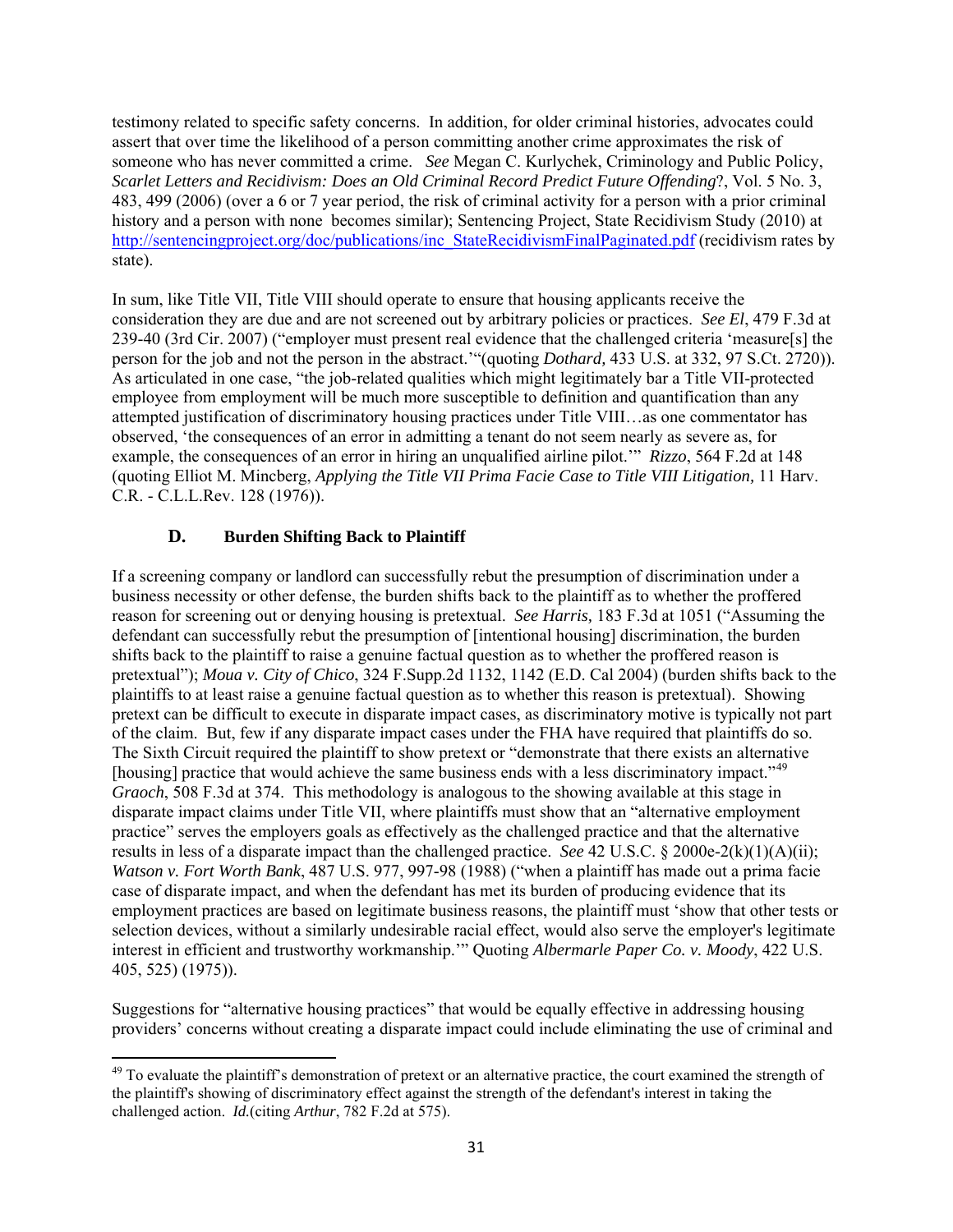testimony related to specific safety concerns. In addition, for older criminal histories, advocates could assert that over time the likelihood of a person committing another crime approximates the risk of someone who has never committed a crime. *See* Megan C. Kurlychek, Criminology and Public Policy, *Scarlet Letters and Recidivism: Does an Old Criminal Record Predict Future Offending*?, Vol. 5 No. 3, 483, 499 (2006) (over a 6 or 7 year period, the risk of criminal activity for a person with a prior criminal history and a person with none becomes similar); Sentencing Project, State Recidivism Study (2010) at http://sentencingproject.org/doc/publications/inc_StateRecidivismFinalPaginated.pdf (recidivism rates by state).

In sum, like Title VII, Title VIII should operate to ensure that housing applicants receive the consideration they are due and are not screened out by arbitrary policies or practices. *See El*, 479 F.3d at 239-40 (3rd Cir. 2007) ("employer must present real evidence that the challenged criteria 'measure[s] the person for the job and not the person in the abstract.'"(quoting *Dothard,* 433 U.S. at 332, 97 S.Ct. 2720)). As articulated in one case, "the job-related qualities which might legitimately bar a Title VII-protected employee from employment will be much more susceptible to definition and quantification than any attempted justification of discriminatory housing practices under Title VIII…as one commentator has observed, 'the consequences of an error in admitting a tenant do not seem nearly as severe as, for example, the consequences of an error in hiring an unqualified airline pilot.'" *Rizzo*, 564 F.2d at 148 (quoting Elliot M. Mincberg, *Applying the Title VII Prima Facie Case to Title VIII Litigation,* 11 Harv. C.R. - C.L.L.Rev. 128 (1976)).

### D. Burden Shifting Back to Plaintiff

If a screening company or landlord can successfully rebut the presumption of discrimination under a business necessity or other defense, the burden shifts back to the plaintiff as to whether the proffered reason for screening out or denying housing is pretextual. *See Harris,* 183 F.3d at 1051 ("Assuming the defendant can successfully rebut the presumption of [intentional housing] discrimination, the burden shifts back to the plaintiff to raise a genuine factual question as to whether the proffered reason is pretextual"); *Moua v. City of Chico*, 324 F.Supp.2d 1132, 1142 (E.D. Cal 2004) (burden shifts back to the plaintiffs to at least raise a genuine factual question as to whether this reason is pretextual). Showing pretext can be difficult to execute in disparate impact cases, as discriminatory motive is typically not part of the claim. But, few if any disparate impact cases under the FHA have required that plaintiffs do so. The Sixth Circuit required the plaintiff to show pretext or "demonstrate that there exists an alternative [housing] practice that would achieve the same business ends with a less discriminatory impact."[49] *Graoch*, 508 F.3d at 374. This methodology is analogous to the showing available at this stage in disparate impact claims under Title VII, where plaintiffs must show that an "alternative employment practice" serves the employers goals as effectively as the challenged practice and that the alternative results in less of a disparate impact than the challenged practice. *See* 42 U.S.C. § 2000e-2(k)(1)(A)(ii); *Watson v. Fort Worth Bank*, 487 U.S. 977, 997-98 (1988) ("when a plaintiff has made out a prima facie case of disparate impact, and when the defendant has met its burden of producing evidence that its employment practices are based on legitimate business reasons, the plaintiff must 'show that other tests or selection devices, without a similarly undesirable racial effect, would also serve the employer's legitimate interest in efficient and trustworthy workmanship.'" Quoting *Albermarle Paper Co. v. Moody*, 422 U.S. 405, 525) (1975)).

Suggestions for "alternative housing practices" that would be equally effective in addressing housing providers' concerns without creating a disparate impact could include eliminating the use of criminal and

---

[49] To evaluate the plaintiff's demonstration of pretext or an alternative practice, the court examined the strength of the plaintiff's showing of discriminatory effect against the strength of the defendant's interest in taking the challenged action. *Id.*(citing *Arthur*, 782 F.2d at 575).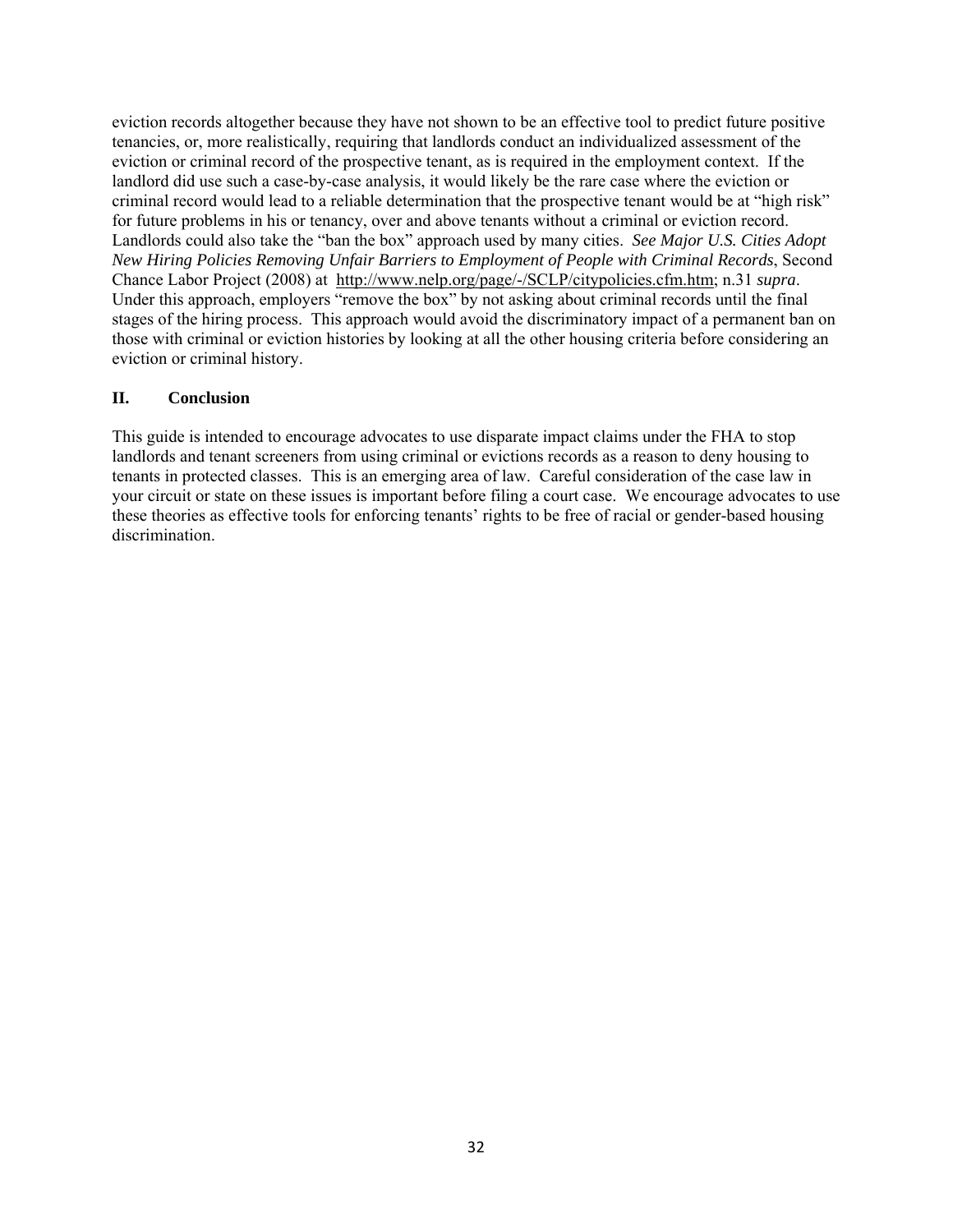eviction records altogether because they have not shown to be an effective tool to predict future positive tenancies, or, more realistically, requiring that landlords conduct an individualized assessment of the eviction or criminal record of the prospective tenant, as is required in the employment context. If the landlord did use such a case-by-case analysis, it would likely be the rare case where the eviction or criminal record would lead to a reliable determination that the prospective tenant would be at "high risk" for future problems in his or tenancy, over and above tenants without a criminal or eviction record. Landlords could also take the "ban the box" approach used by many cities. *See Major U.S. Cities Adopt New Hiring Policies Removing Unfair Barriers to Employment of People with Criminal Records*, Second Chance Labor Project (2008) at http://www.nelp.org/page/-/SCLP/citypolicies.cfm.htm; n.31 *supra*. Under this approach, employers "remove the box" by not asking about criminal records until the final stages of the hiring process. This approach would avoid the discriminatory impact of a permanent ban on those with criminal or eviction histories by looking at all the other housing criteria before considering an eviction or criminal history.

## II. Conclusion

This guide is intended to encourage advocates to use disparate impact claims under the FHA to stop landlords and tenant screeners from using criminal or evictions records as a reason to deny housing to tenants in protected classes. This is an emerging area of law. Careful consideration of the case law in your circuit or state on these issues is important before filing a court case. We encourage advocates to use these theories as effective tools for enforcing tenants' rights to be free of racial or gender-based housing discrimination.